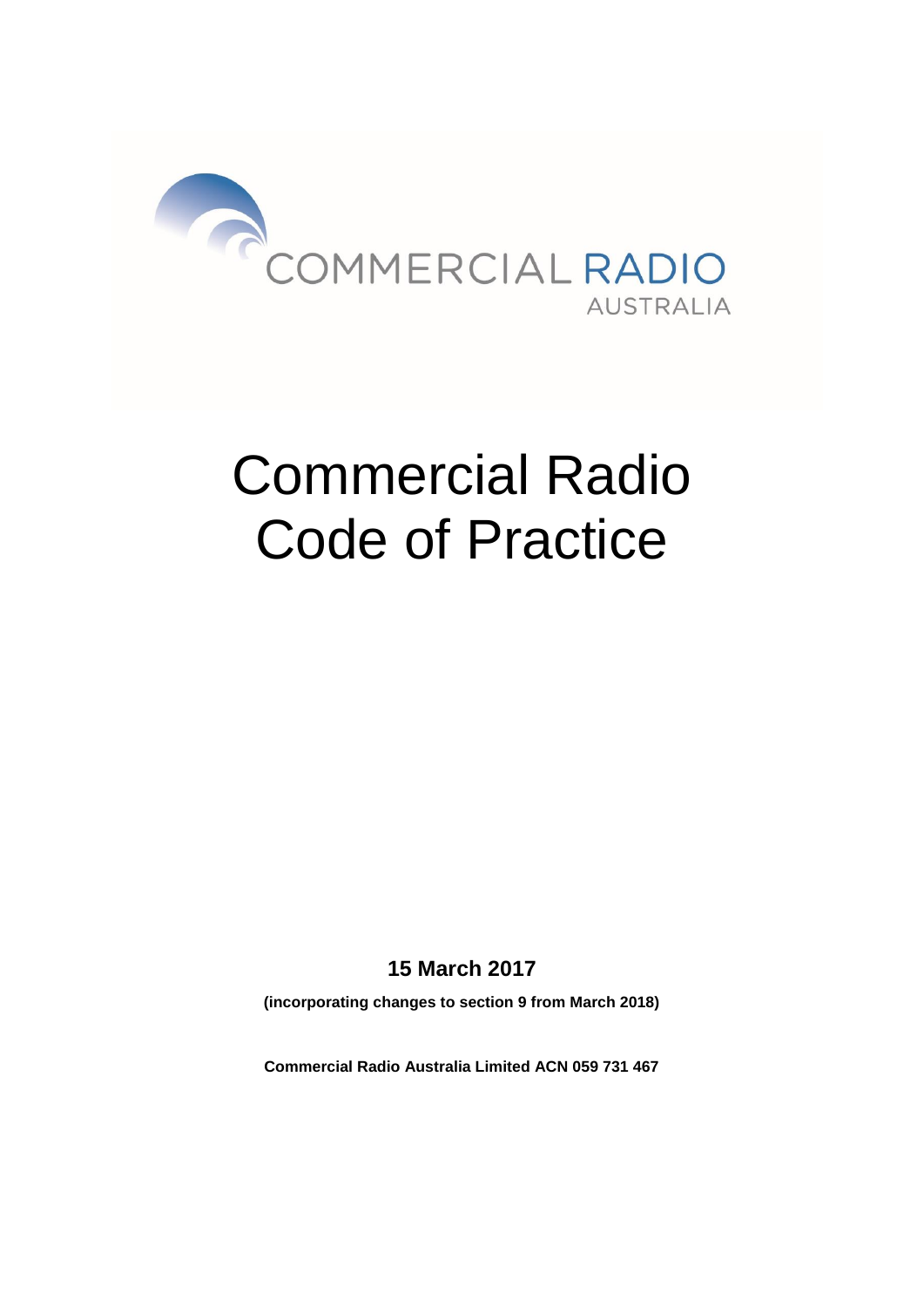COMMERCIAL RADIO AUSTRALIA

# Commercial Radio Code of Practice

**15 March 2017**

**(incorporating changes to section 9 from March 2018)**

**Commercial Radio Australia Limited ACN 059 731 467**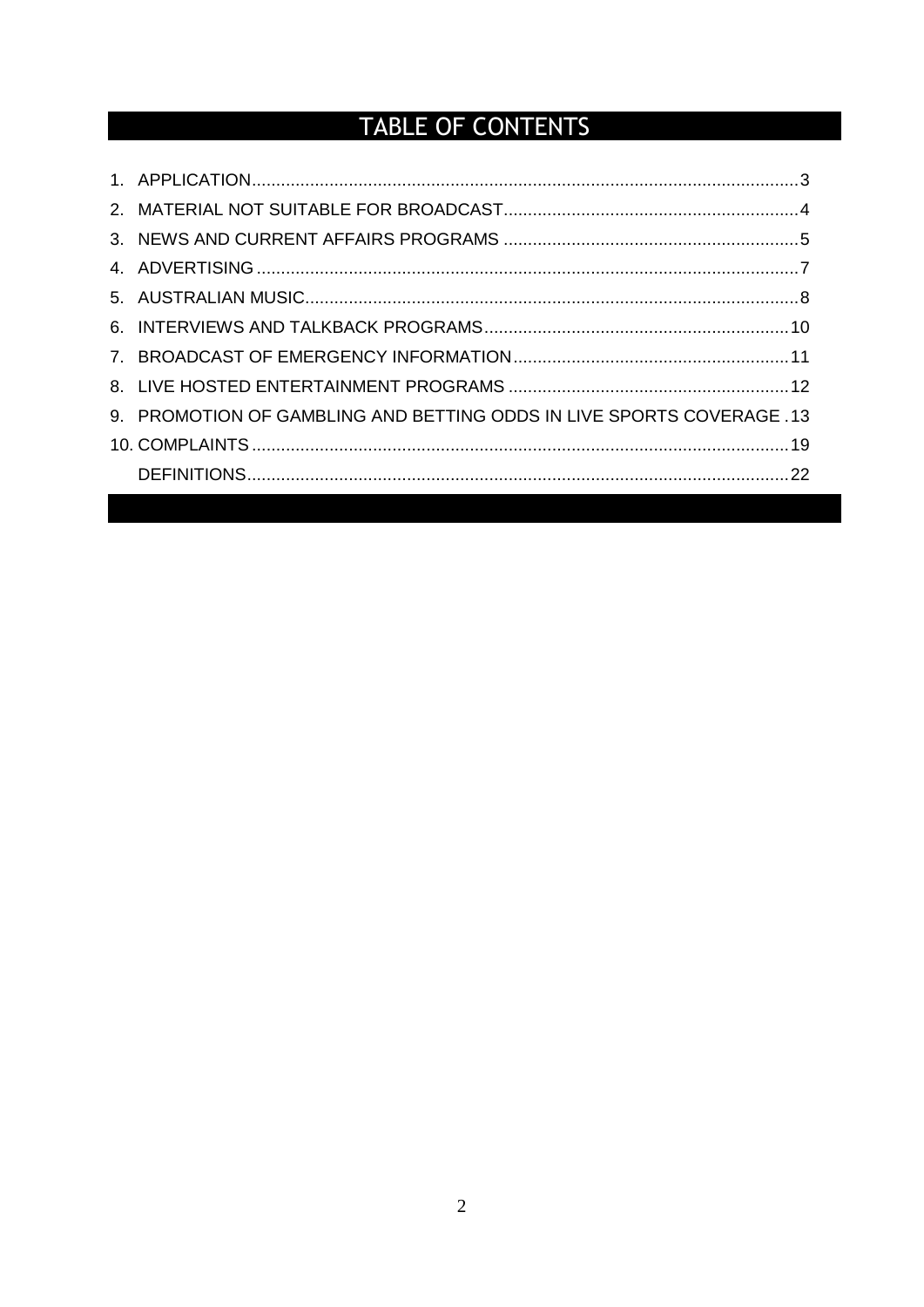# TABLE OF CONTENTS

1. APPLICATION....3
2. MATERIAL NOT SUITABLE FOR BROADCAST....4
3. NEWS AND CURRENT AFFAIRS PROGRAMS....5
4. ADVERTISING....7
5. AUSTRALIAN MUSIC....8
6. INTERVIEWS AND TALKBACK PROGRAMS....10
7. BROADCAST OF EMERGENCY INFORMATION....11
8. LIVE HOSTED ENTERTAINMENT PROGRAMS....12
9. PROMOTION OF GAMBLING AND BETTING ODDS IN LIVE SPORTS COVERAGE....13
10. COMPLAINTS....19

DEFINITIONS....22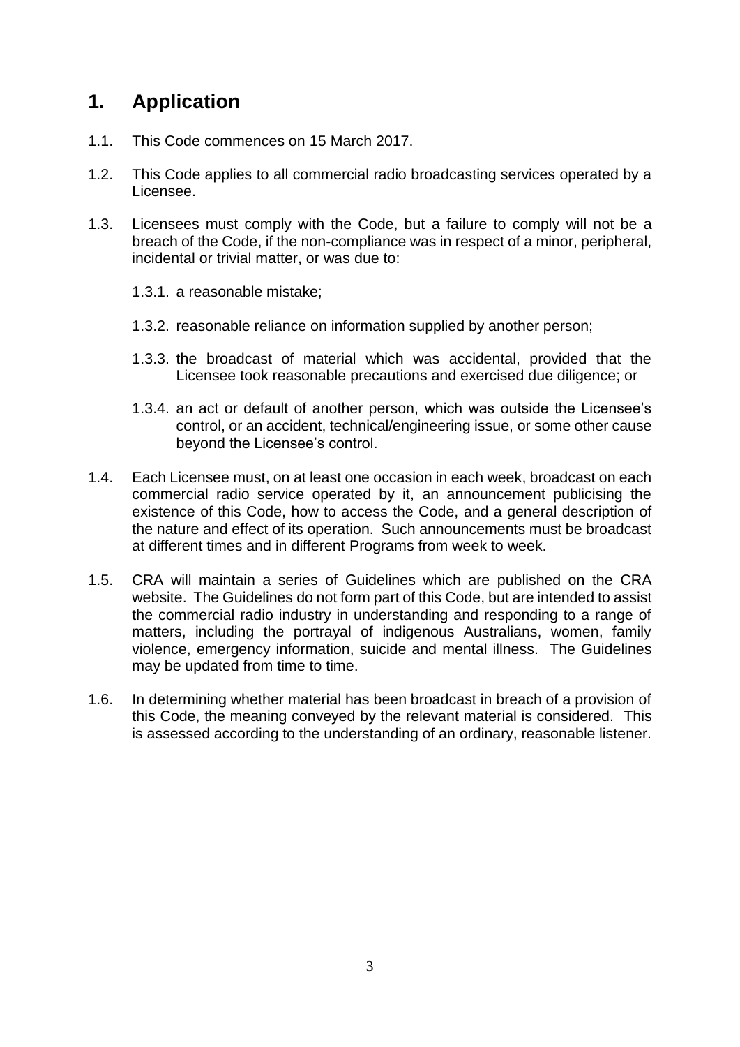## 1. Application

1.1. This Code commences on 15 March 2017.

1.2. This Code applies to all commercial radio broadcasting services operated by a Licensee.

1.3. Licensees must comply with the Code, but a failure to comply will not be a breach of the Code, if the non-compliance was in respect of a minor, peripheral, incidental or trivial matter, or was due to:

1.3.1. a reasonable mistake;

1.3.2. reasonable reliance on information supplied by another person;

1.3.3. the broadcast of material which was accidental, provided that the Licensee took reasonable precautions and exercised due diligence; or

1.3.4. an act or default of another person, which was outside the Licensee's control, or an accident, technical/engineering issue, or some other cause beyond the Licensee's control.

1.4. Each Licensee must, on at least one occasion in each week, broadcast on each commercial radio service operated by it, an announcement publicising the existence of this Code, how to access the Code, and a general description of the nature and effect of its operation. Such announcements must be broadcast at different times and in different Programs from week to week.

1.5. CRA will maintain a series of Guidelines which are published on the CRA website. The Guidelines do not form part of this Code, but are intended to assist the commercial radio industry in understanding and responding to a range of matters, including the portrayal of indigenous Australians, women, family violence, emergency information, suicide and mental illness. The Guidelines may be updated from time to time.

1.6. In determining whether material has been broadcast in breach of a provision of this Code, the meaning conveyed by the relevant material is considered. This is assessed according to the understanding of an ordinary, reasonable listener.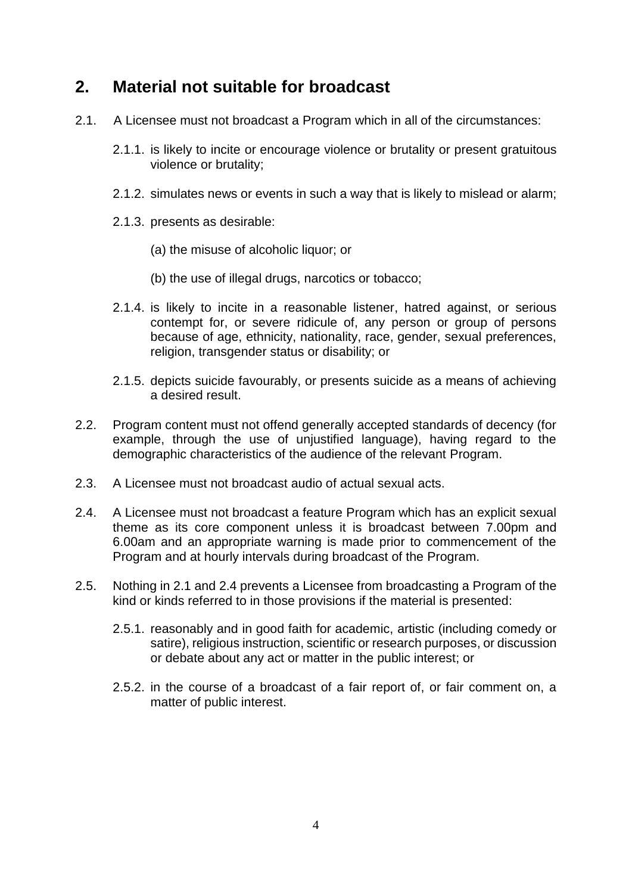## 2. Material not suitable for broadcast

2.1. A Licensee must not broadcast a Program which in all of the circumstances:

2.1.1. is likely to incite or encourage violence or brutality or present gratuitous violence or brutality;

2.1.2. simulates news or events in such a way that is likely to mislead or alarm;

2.1.3. presents as desirable:

(a) the misuse of alcoholic liquor; or

(b) the use of illegal drugs, narcotics or tobacco;

2.1.4. is likely to incite in a reasonable listener, hatred against, or serious contempt for, or severe ridicule of, any person or group of persons because of age, ethnicity, nationality, race, gender, sexual preferences, religion, transgender status or disability; or

2.1.5. depicts suicide favourably, or presents suicide as a means of achieving a desired result.

2.2. Program content must not offend generally accepted standards of decency (for example, through the use of unjustified language), having regard to the demographic characteristics of the audience of the relevant Program.

2.3. A Licensee must not broadcast audio of actual sexual acts.

2.4. A Licensee must not broadcast a feature Program which has an explicit sexual theme as its core component unless it is broadcast between 7.00pm and 6.00am and an appropriate warning is made prior to commencement of the Program and at hourly intervals during broadcast of the Program.

2.5. Nothing in 2.1 and 2.4 prevents a Licensee from broadcasting a Program of the kind or kinds referred to in those provisions if the material is presented:

2.5.1. reasonably and in good faith for academic, artistic (including comedy or satire), religious instruction, scientific or research purposes, or discussion or debate about any act or matter in the public interest; or

2.5.2. in the course of a broadcast of a fair report of, or fair comment on, a matter of public interest.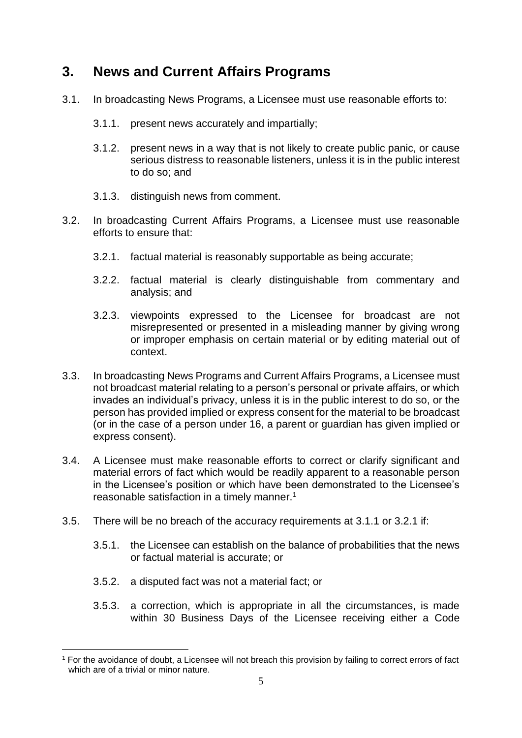## 3. News and Current Affairs Programs

3.1. In broadcasting News Programs, a Licensee must use reasonable efforts to:

3.1.1. present news accurately and impartially;

3.1.2. present news in a way that is not likely to create public panic, or cause serious distress to reasonable listeners, unless it is in the public interest to do so; and

3.1.3. distinguish news from comment.

3.2. In broadcasting Current Affairs Programs, a Licensee must use reasonable efforts to ensure that:

3.2.1. factual material is reasonably supportable as being accurate;

3.2.2. factual material is clearly distinguishable from commentary and analysis; and

3.2.3. viewpoints expressed to the Licensee for broadcast are not misrepresented or presented in a misleading manner by giving wrong or improper emphasis on certain material or by editing material out of context.

3.3. In broadcasting News Programs and Current Affairs Programs, a Licensee must not broadcast material relating to a person's personal or private affairs, or which invades an individual's privacy, unless it is in the public interest to do so, or the person has provided implied or express consent for the material to be broadcast (or in the case of a person under 16, a parent or guardian has given implied or express consent).

3.4. A Licensee must make reasonable efforts to correct or clarify significant and material errors of fact which would be readily apparent to a reasonable person in the Licensee's position or which have been demonstrated to the Licensee's reasonable satisfaction in a timely manner.[1]

3.5. There will be no breach of the accuracy requirements at 3.1.1 or 3.2.1 if:

3.5.1. the Licensee can establish on the balance of probabilities that the news or factual material is accurate; or

3.5.2. a disputed fact was not a material fact; or

3.5.3. a correction, which is appropriate in all the circumstances, is made within 30 Business Days of the Licensee receiving either a Code

---

[1] For the avoidance of doubt, a Licensee will not breach this provision by failing to correct errors of fact which are of a trivial or minor nature.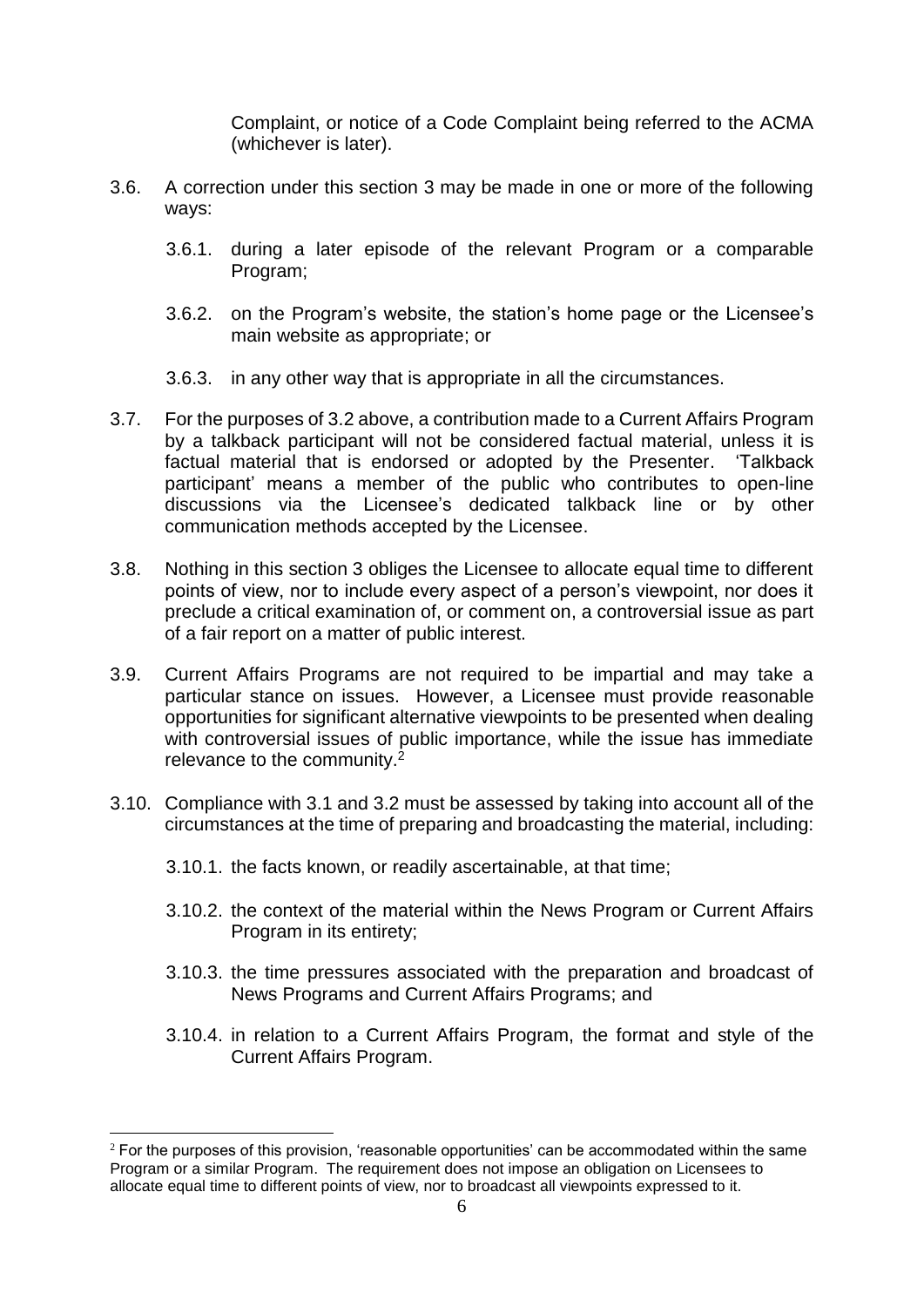Complaint, or notice of a Code Complaint being referred to the ACMA (whichever is later).

3.6. A correction under this section 3 may be made in one or more of the following ways:

3.6.1. during a later episode of the relevant Program or a comparable Program;

3.6.2. on the Program's website, the station's home page or the Licensee's main website as appropriate; or

3.6.3. in any other way that is appropriate in all the circumstances.

3.7. For the purposes of 3.2 above, a contribution made to a Current Affairs Program by a talkback participant will not be considered factual material, unless it is factual material that is endorsed or adopted by the Presenter. 'Talkback participant' means a member of the public who contributes to open-line discussions via the Licensee's dedicated talkback line or by other communication methods accepted by the Licensee.

3.8. Nothing in this section 3 obliges the Licensee to allocate equal time to different points of view, nor to include every aspect of a person's viewpoint, nor does it preclude a critical examination of, or comment on, a controversial issue as part of a fair report on a matter of public interest.

3.9. Current Affairs Programs are not required to be impartial and may take a particular stance on issues. However, a Licensee must provide reasonable opportunities for significant alternative viewpoints to be presented when dealing with controversial issues of public importance, while the issue has immediate relevance to the community.[2]

3.10. Compliance with 3.1 and 3.2 must be assessed by taking into account all of the circumstances at the time of preparing and broadcasting the material, including:

3.10.1. the facts known, or readily ascertainable, at that time;

3.10.2. the context of the material within the News Program or Current Affairs Program in its entirety;

3.10.3. the time pressures associated with the preparation and broadcast of News Programs and Current Affairs Programs; and

3.10.4. in relation to a Current Affairs Program, the format and style of the Current Affairs Program.

[2] For the purposes of this provision, 'reasonable opportunities' can be accommodated within the same Program or a similar Program. The requirement does not impose an obligation on Licensees to allocate equal time to different points of view, nor to broadcast all viewpoints expressed to it.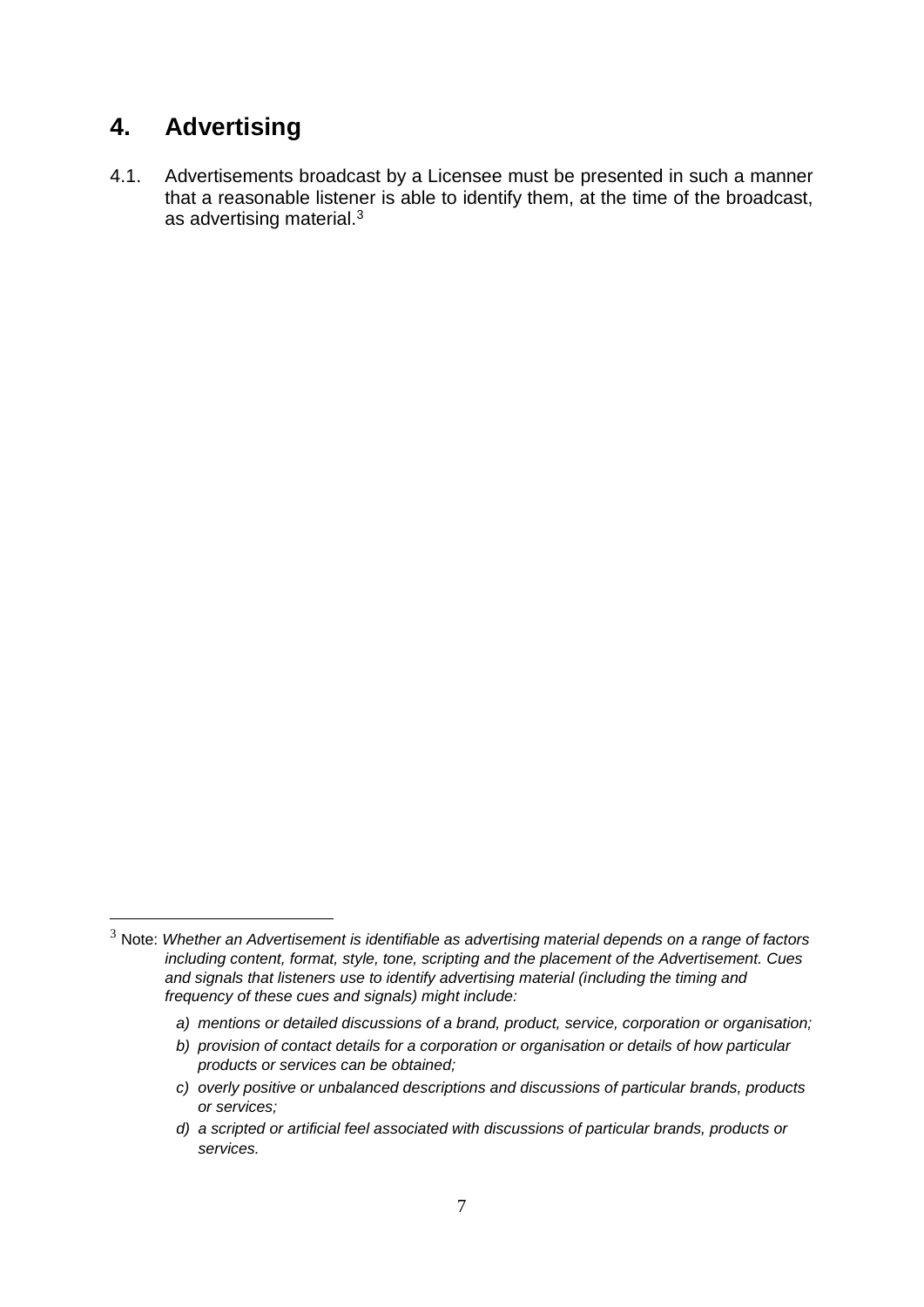# 4. Advertising

4.1. Advertisements broadcast by a Licensee must be presented in such a manner that a reasonable listener is able to identify them, at the time of the broadcast, as advertising material.[3]

---

[3] Note: *Whether an Advertisement is identifiable as advertising material depends on a range of factors including content, format, style, tone, scripting and the placement of the Advertisement. Cues and signals that listeners use to identify advertising material (including the timing and frequency of these cues and signals) might include:*

*a) mentions or detailed discussions of a brand, product, service, corporation or organisation;*

*b) provision of contact details for a corporation or organisation or details of how particular products or services can be obtained;*

*c) overly positive or unbalanced descriptions and discussions of particular brands, products or services;*

*d) a scripted or artificial feel associated with discussions of particular brands, products or services.*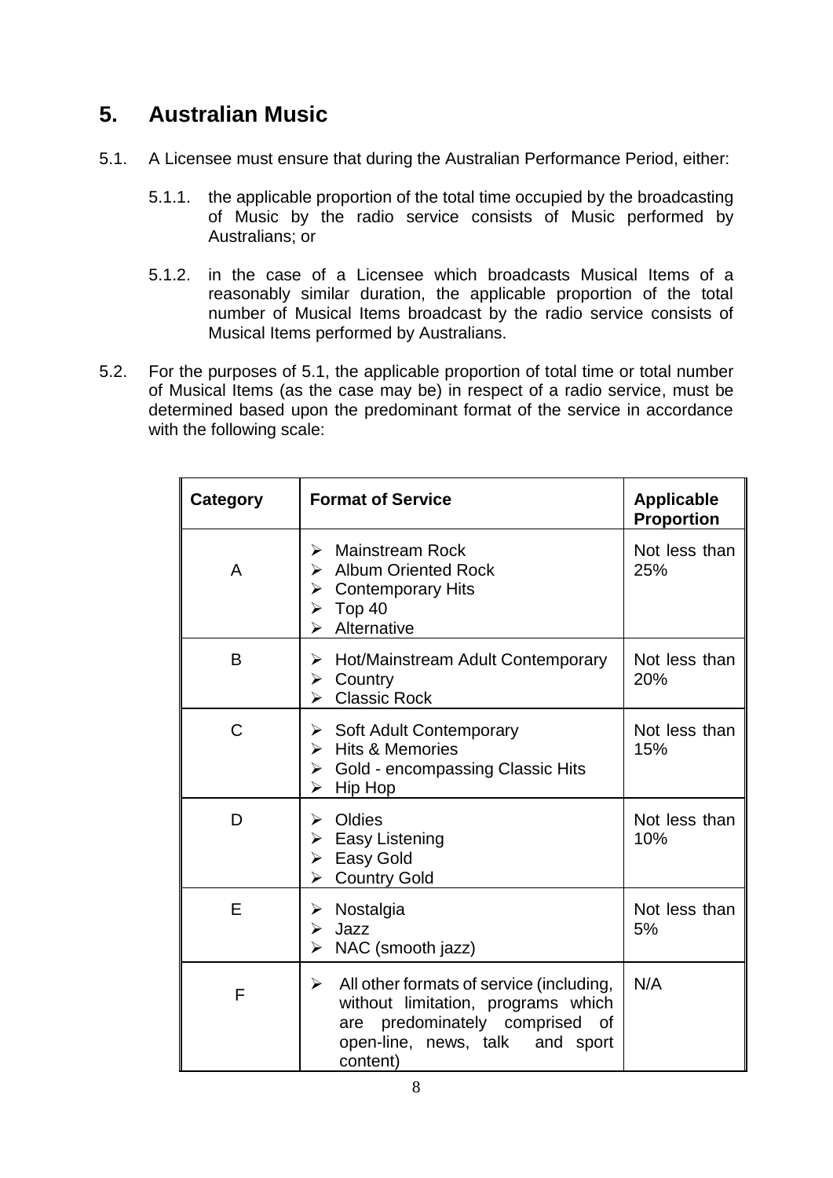## 5. Australian Music

5.1. A Licensee must ensure that during the Australian Performance Period, either:

5.1.1. the applicable proportion of the total time occupied by the broadcasting of Music by the radio service consists of Music performed by Australians; or

5.1.2. in the case of a Licensee which broadcasts Musical Items of a reasonably similar duration, the applicable proportion of the total number of Musical Items broadcast by the radio service consists of Musical Items performed by Australians.

5.2. For the purposes of 5.1, the applicable proportion of total time or total number of Musical Items (as the case may be) in respect of a radio service, must be determined based upon the predominant format of the service in accordance with the following scale:

| Category | Format of Service | Applicable Proportion |
|---|---|---|
| A | ➢ Mainstream Rock<br>➢ Album Oriented Rock<br>➢ Contemporary Hits<br>➢ Top 40<br>➢ Alternative | Not less than 25% |
| B | ➢ Hot/Mainstream Adult Contemporary<br>➢ Country<br>➢ Classic Rock | Not less than 20% |
| C | ➢ Soft Adult Contemporary<br>➢ Hits & Memories<br>➢ Gold - encompassing Classic Hits<br>➢ Hip Hop | Not less than 15% |
| D | ➢ Oldies<br>➢ Easy Listening<br>➢ Easy Gold<br>➢ Country Gold | Not less than 10% |
| E | ➢ Nostalgia<br>➢ Jazz<br>➢ NAC (smooth jazz) | Not less than 5% |
| F | ➢ All other formats of service (including, without limitation, programs which are predominately comprised of open-line, news, talk and sport content) | N/A |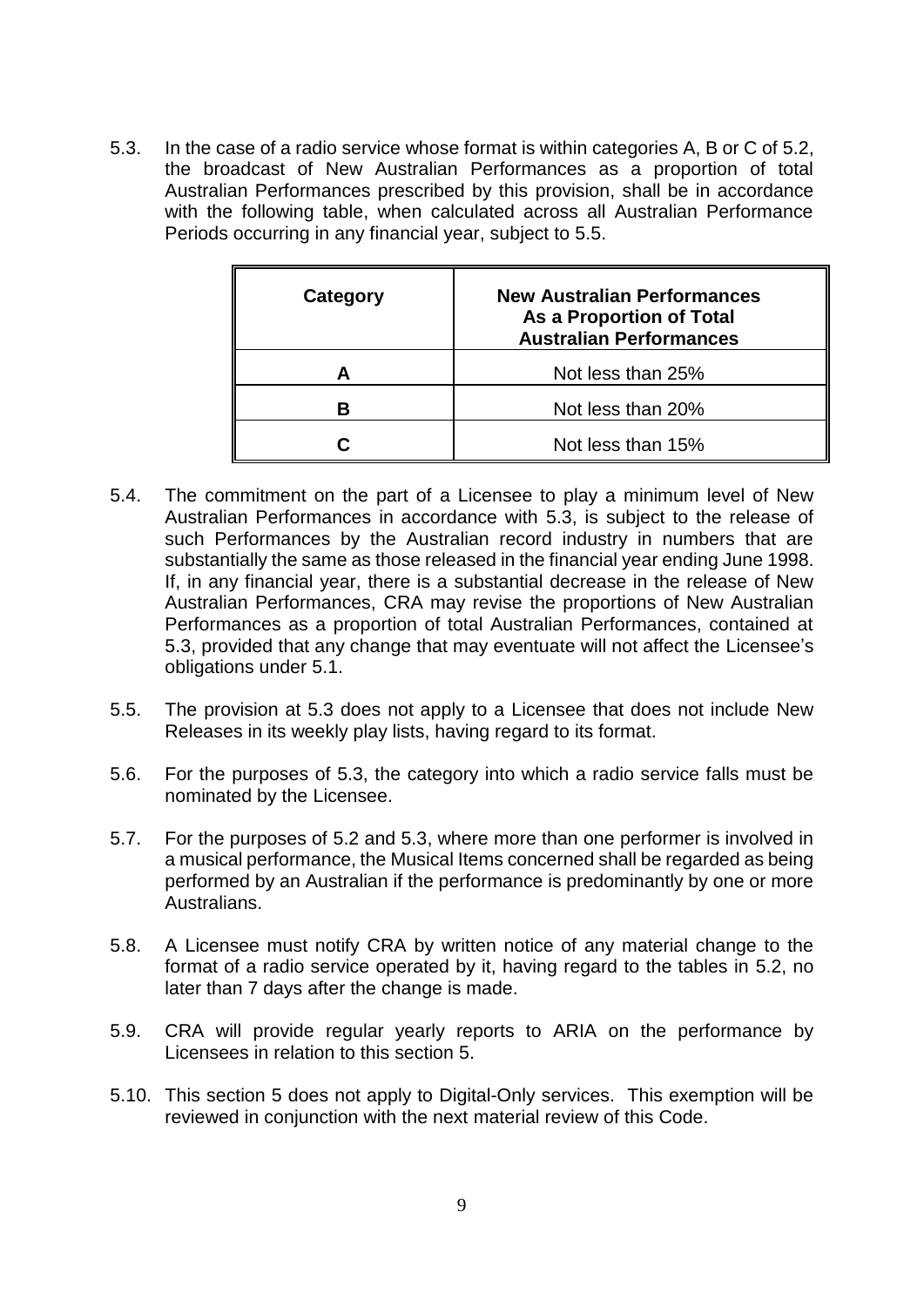5.3. In the case of a radio service whose format is within categories A, B or C of 5.2, the broadcast of New Australian Performances as a proportion of total Australian Performances prescribed by this provision, shall be in accordance with the following table, when calculated across all Australian Performance Periods occurring in any financial year, subject to 5.5.

| Category | New Australian Performances As a Proportion of Total Australian Performances |
|---|---|
| A | Not less than 25% |
| B | Not less than 20% |
| C | Not less than 15% |

5.4. The commitment on the part of a Licensee to play a minimum level of New Australian Performances in accordance with 5.3, is subject to the release of such Performances by the Australian record industry in numbers that are substantially the same as those released in the financial year ending June 1998. If, in any financial year, there is a substantial decrease in the release of New Australian Performances, CRA may revise the proportions of New Australian Performances as a proportion of total Australian Performances, contained at 5.3, provided that any change that may eventuate will not affect the Licensee's obligations under 5.1.

5.5. The provision at 5.3 does not apply to a Licensee that does not include New Releases in its weekly play lists, having regard to its format.

5.6. For the purposes of 5.3, the category into which a radio service falls must be nominated by the Licensee.

5.7. For the purposes of 5.2 and 5.3, where more than one performer is involved in a musical performance, the Musical Items concerned shall be regarded as being performed by an Australian if the performance is predominantly by one or more Australians.

5.8. A Licensee must notify CRA by written notice of any material change to the format of a radio service operated by it, having regard to the tables in 5.2, no later than 7 days after the change is made.

5.9. CRA will provide regular yearly reports to ARIA on the performance by Licensees in relation to this section 5.

5.10. This section 5 does not apply to Digital-Only services. This exemption will be reviewed in conjunction with the next material review of this Code.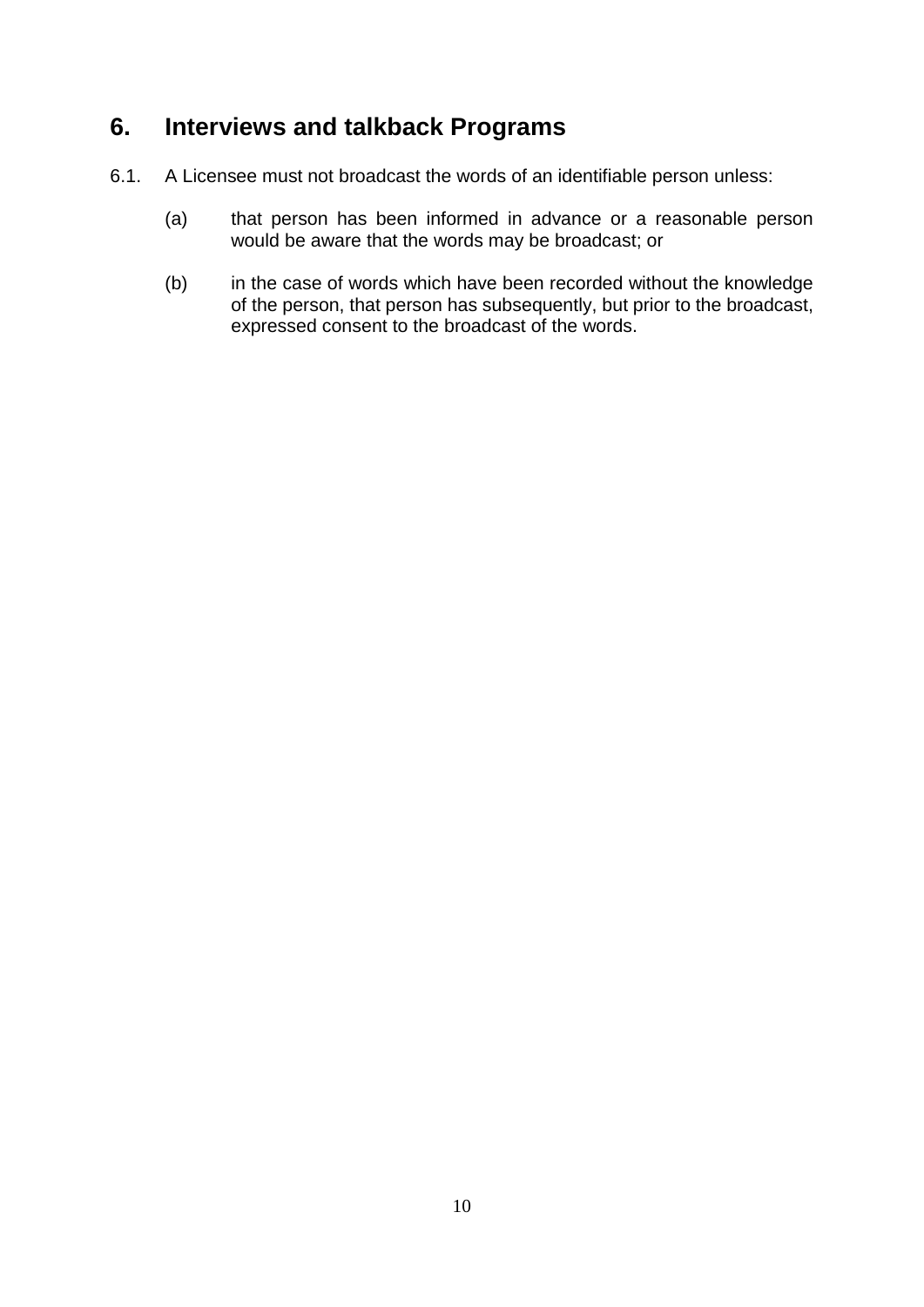## 6. Interviews and talkback Programs

6.1. A Licensee must not broadcast the words of an identifiable person unless:

(a) that person has been informed in advance or a reasonable person would be aware that the words may be broadcast; or

(b) in the case of words which have been recorded without the knowledge of the person, that person has subsequently, but prior to the broadcast, expressed consent to the broadcast of the words.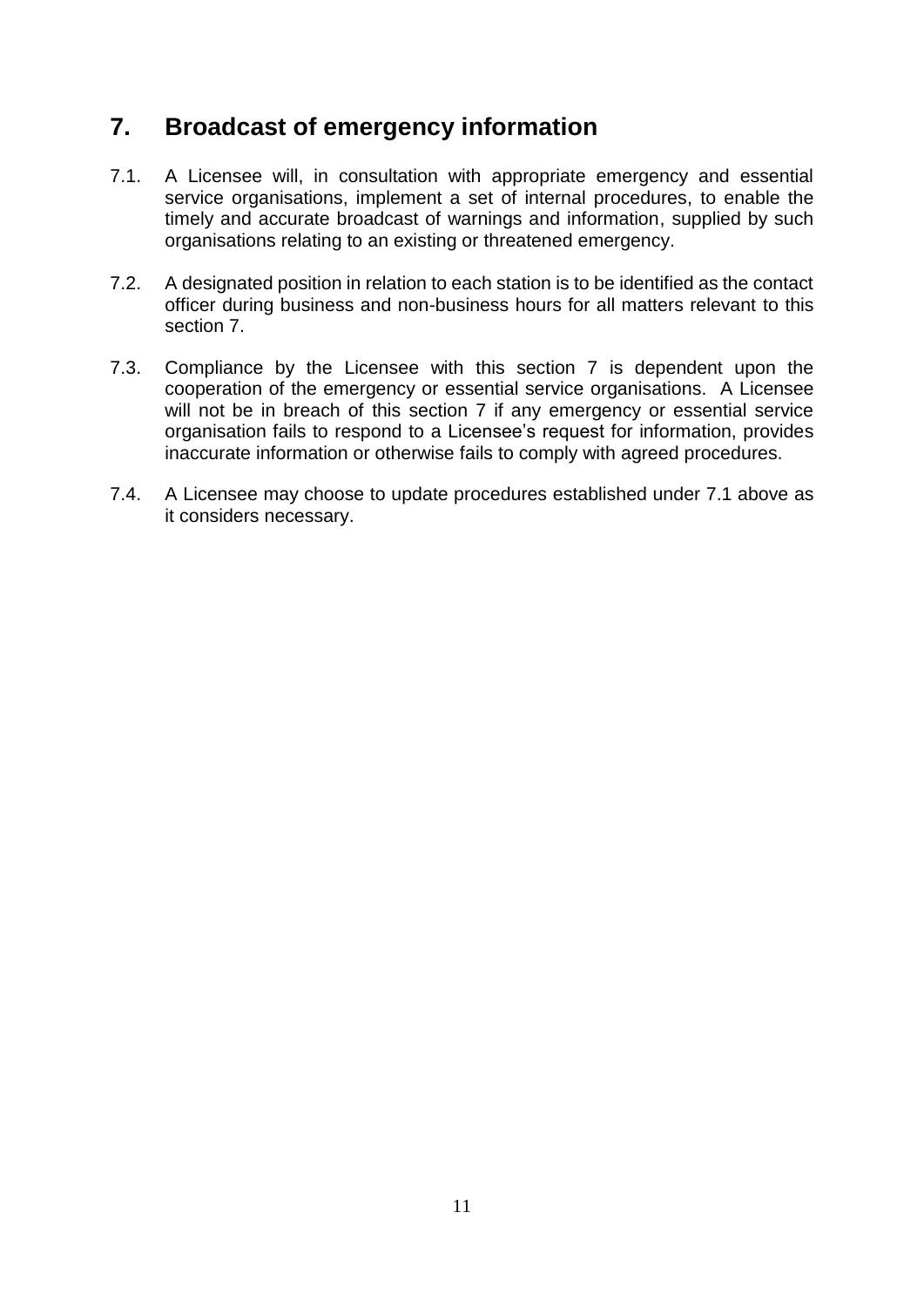## 7. Broadcast of emergency information

7.1. A Licensee will, in consultation with appropriate emergency and essential service organisations, implement a set of internal procedures, to enable the timely and accurate broadcast of warnings and information, supplied by such organisations relating to an existing or threatened emergency.

7.2. A designated position in relation to each station is to be identified as the contact officer during business and non-business hours for all matters relevant to this section 7.

7.3. Compliance by the Licensee with this section 7 is dependent upon the cooperation of the emergency or essential service organisations. A Licensee will not be in breach of this section 7 if any emergency or essential service organisation fails to respond to a Licensee's request for information, provides inaccurate information or otherwise fails to comply with agreed procedures.

7.4. A Licensee may choose to update procedures established under 7.1 above as it considers necessary.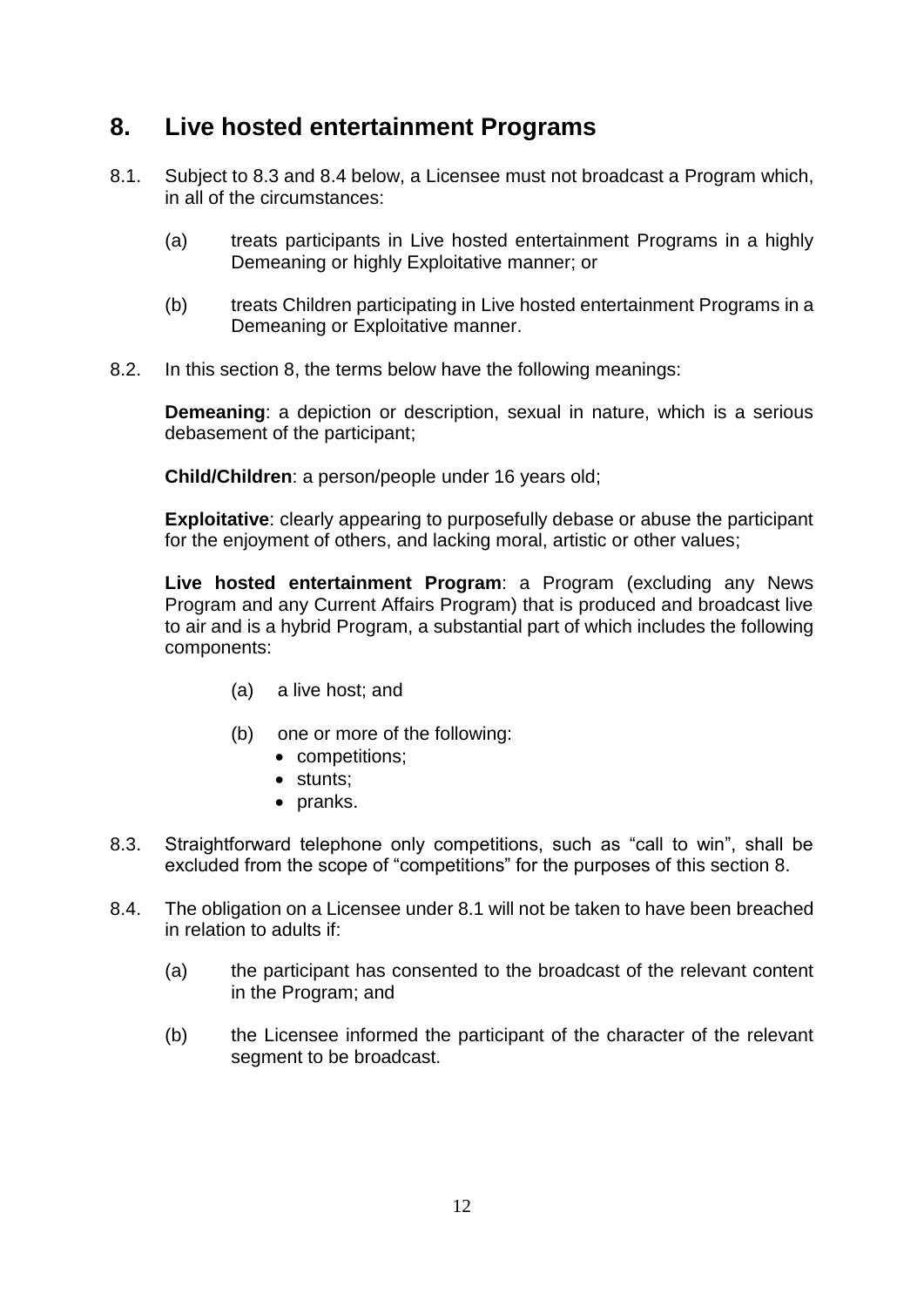## 8. Live hosted entertainment Programs

8.1. Subject to 8.3 and 8.4 below, a Licensee must not broadcast a Program which, in all of the circumstances:

(a) treats participants in Live hosted entertainment Programs in a highly Demeaning or highly Exploitative manner; or

(b) treats Children participating in Live hosted entertainment Programs in a Demeaning or Exploitative manner.

8.2. In this section 8, the terms below have the following meanings:

**Demeaning**: a depiction or description, sexual in nature, which is a serious debasement of the participant;

**Child/Children**: a person/people under 16 years old;

**Exploitative**: clearly appearing to purposefully debase or abuse the participant for the enjoyment of others, and lacking moral, artistic or other values;

**Live hosted entertainment Program**: a Program (excluding any News Program and any Current Affairs Program) that is produced and broadcast live to air and is a hybrid Program, a substantial part of which includes the following components:

(a) a live host; and

(b) one or more of the following:
- competitions;
- stunts;
- pranks.

8.3. Straightforward telephone only competitions, such as “call to win”, shall be excluded from the scope of “competitions” for the purposes of this section 8.

8.4. The obligation on a Licensee under 8.1 will not be taken to have been breached in relation to adults if:

(a) the participant has consented to the broadcast of the relevant content in the Program; and

(b) the Licensee informed the participant of the character of the relevant segment to be broadcast.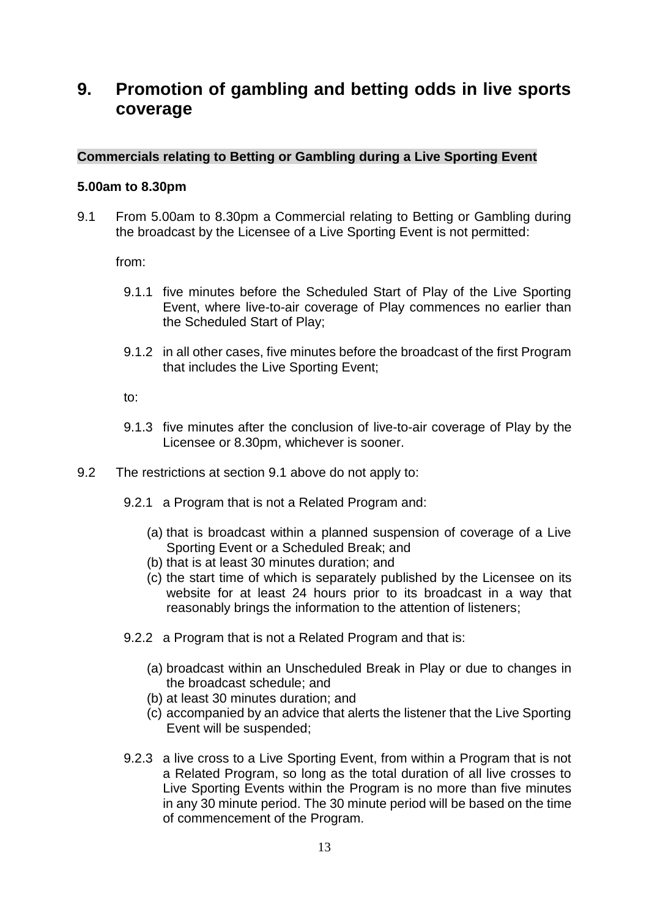# 9. Promotion of gambling and betting odds in live sports coverage

**Commercials relating to Betting or Gambling during a Live Sporting Event**

**5.00am to 8.30pm**

9.1 From 5.00am to 8.30pm a Commercial relating to Betting or Gambling during the broadcast by the Licensee of a Live Sporting Event is not permitted:

from:

9.1.1 five minutes before the Scheduled Start of Play of the Live Sporting Event, where live-to-air coverage of Play commences no earlier than the Scheduled Start of Play;

9.1.2 in all other cases, five minutes before the broadcast of the first Program that includes the Live Sporting Event;

to:

9.1.3 five minutes after the conclusion of live-to-air coverage of Play by the Licensee or 8.30pm, whichever is sooner.

9.2 The restrictions at section 9.1 above do not apply to:

9.2.1 a Program that is not a Related Program and:

(a) that is broadcast within a planned suspension of coverage of a Live Sporting Event or a Scheduled Break; and
(b) that is at least 30 minutes duration; and
(c) the start time of which is separately published by the Licensee on its website for at least 24 hours prior to its broadcast in a way that reasonably brings the information to the attention of listeners;

9.2.2 a Program that is not a Related Program and that is:

(a) broadcast within an Unscheduled Break in Play or due to changes in the broadcast schedule; and
(b) at least 30 minutes duration; and
(c) accompanied by an advice that alerts the listener that the Live Sporting Event will be suspended;

9.2.3 a live cross to a Live Sporting Event, from within a Program that is not a Related Program, so long as the total duration of all live crosses to Live Sporting Events within the Program is no more than five minutes in any 30 minute period. The 30 minute period will be based on the time of commencement of the Program.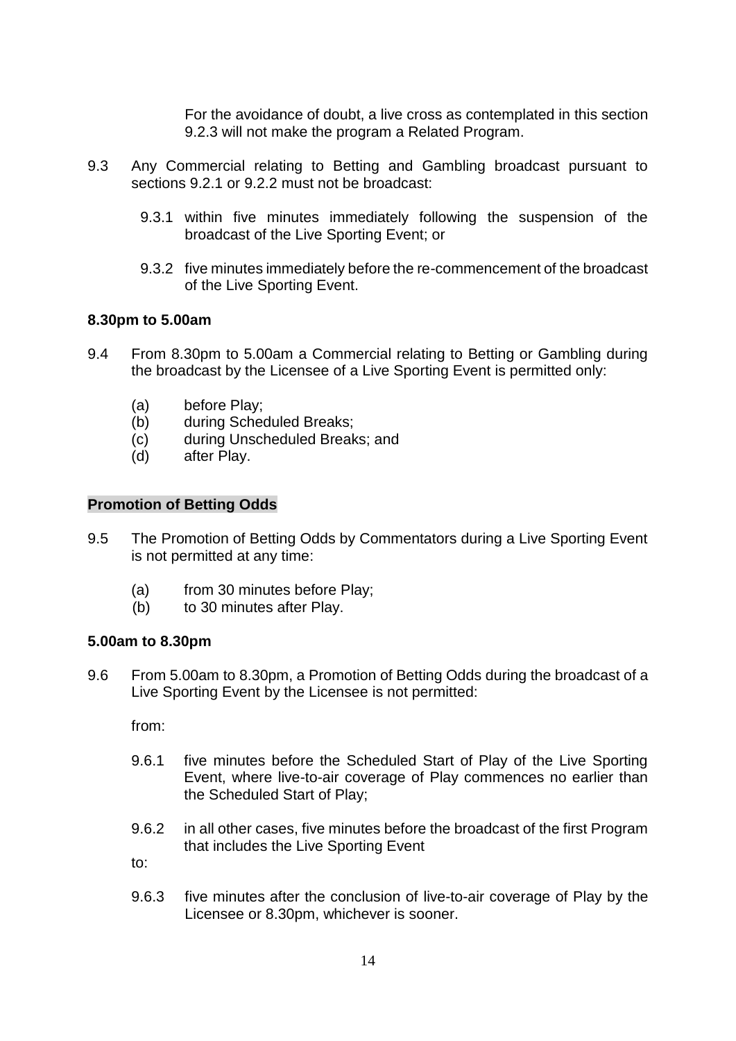For the avoidance of doubt, a live cross as contemplated in this section 9.2.3 will not make the program a Related Program.

9.3 Any Commercial relating to Betting and Gambling broadcast pursuant to sections 9.2.1 or 9.2.2 must not be broadcast:

9.3.1 within five minutes immediately following the suspension of the broadcast of the Live Sporting Event; or

9.3.2 five minutes immediately before the re-commencement of the broadcast of the Live Sporting Event.

**8.30pm to 5.00am**

9.4 From 8.30pm to 5.00am a Commercial relating to Betting or Gambling during the broadcast by the Licensee of a Live Sporting Event is permitted only:

(a) before Play;
(b) during Scheduled Breaks;
(c) during Unscheduled Breaks; and
(d) after Play.

**Promotion of Betting Odds**

9.5 The Promotion of Betting Odds by Commentators during a Live Sporting Event is not permitted at any time:

(a) from 30 minutes before Play;
(b) to 30 minutes after Play.

**5.00am to 8.30pm**

9.6 From 5.00am to 8.30pm, a Promotion of Betting Odds during the broadcast of a Live Sporting Event by the Licensee is not permitted:

from:

9.6.1 five minutes before the Scheduled Start of Play of the Live Sporting Event, where live-to-air coverage of Play commences no earlier than the Scheduled Start of Play;

9.6.2 in all other cases, five minutes before the broadcast of the first Program that includes the Live Sporting Event

to:

9.6.3 five minutes after the conclusion of live-to-air coverage of Play by the Licensee or 8.30pm, whichever is sooner.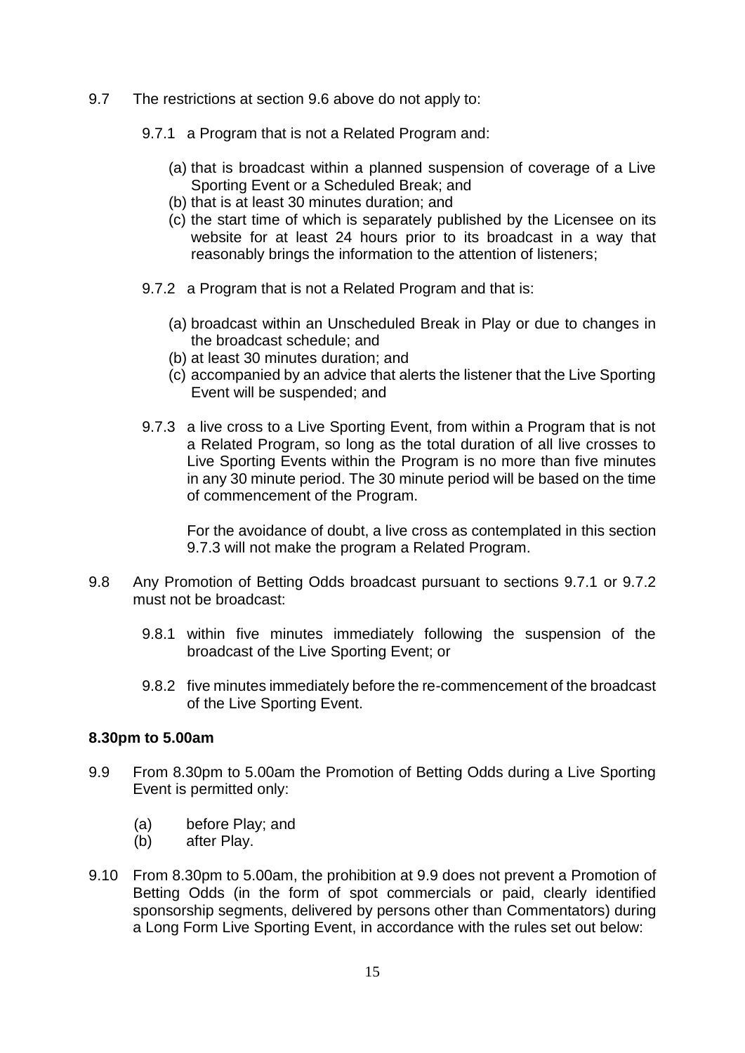9.7 The restrictions at section 9.6 above do not apply to:

9.7.1 a Program that is not a Related Program and:

(a) that is broadcast within a planned suspension of coverage of a Live Sporting Event or a Scheduled Break; and
(b) that is at least 30 minutes duration; and
(c) the start time of which is separately published by the Licensee on its website for at least 24 hours prior to its broadcast in a way that reasonably brings the information to the attention of listeners;

9.7.2 a Program that is not a Related Program and that is:

(a) broadcast within an Unscheduled Break in Play or due to changes in the broadcast schedule; and
(b) at least 30 minutes duration; and
(c) accompanied by an advice that alerts the listener that the Live Sporting Event will be suspended; and

9.7.3 a live cross to a Live Sporting Event, from within a Program that is not a Related Program, so long as the total duration of all live crosses to Live Sporting Events within the Program is no more than five minutes in any 30 minute period. The 30 minute period will be based on the time of commencement of the Program.

For the avoidance of doubt, a live cross as contemplated in this section 9.7.3 will not make the program a Related Program.

9.8 Any Promotion of Betting Odds broadcast pursuant to sections 9.7.1 or 9.7.2 must not be broadcast:

9.8.1 within five minutes immediately following the suspension of the broadcast of the Live Sporting Event; or

9.8.2 five minutes immediately before the re-commencement of the broadcast of the Live Sporting Event.

**8.30pm to 5.00am**

9.9 From 8.30pm to 5.00am the Promotion of Betting Odds during a Live Sporting Event is permitted only:

(a) before Play; and
(b) after Play.

9.10 From 8.30pm to 5.00am, the prohibition at 9.9 does not prevent a Promotion of Betting Odds (in the form of spot commercials or paid, clearly identified sponsorship segments, delivered by persons other than Commentators) during a Long Form Live Sporting Event, in accordance with the rules set out below: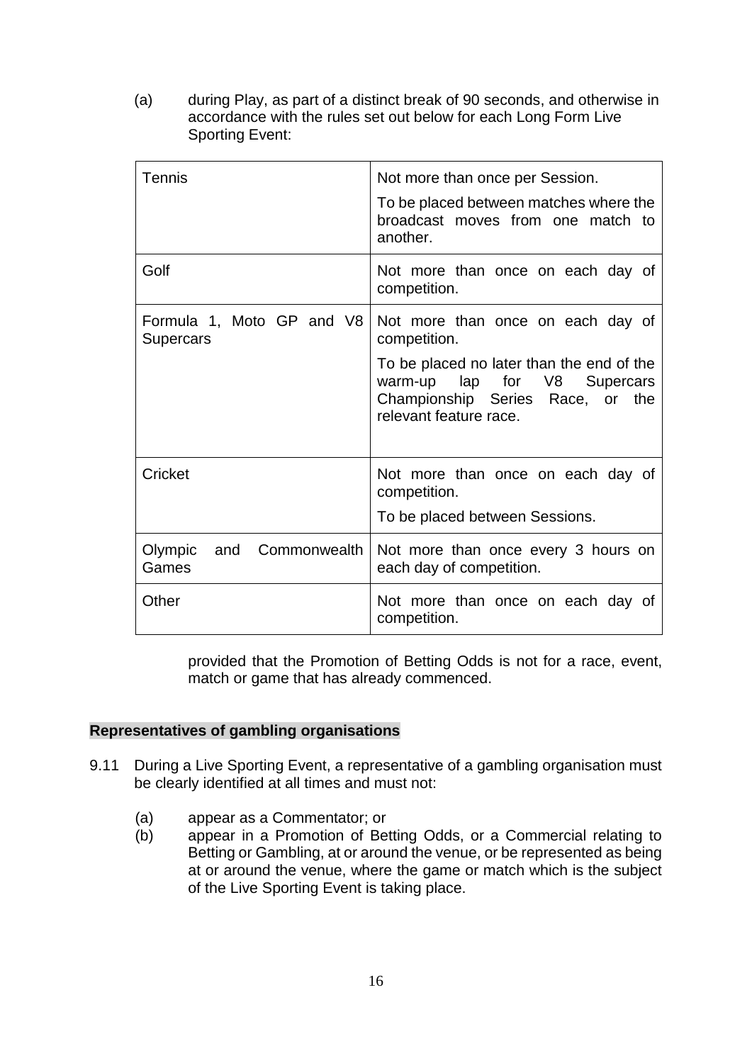(a) during Play, as part of a distinct break of 90 seconds, and otherwise in accordance with the rules set out below for each Long Form Live Sporting Event:

| | |
|---|---|
| Tennis | Not more than once per Session.<br>To be placed between matches where the broadcast moves from one match to another. |
| Golf | Not more than once on each day of competition. |
| Formula 1, Moto GP and V8 Supercars | Not more than once on each day of competition.<br>To be placed no later than the end of the warm-up lap for V8 Supercars Championship Series Race, or the relevant feature race. |
| Cricket | Not more than once on each day of competition.<br>To be placed between Sessions. |
| Olympic and Commonwealth Games | Not more than once every 3 hours on each day of competition. |
| Other | Not more than once on each day of competition. |

provided that the Promotion of Betting Odds is not for a race, event, match or game that has already commenced.

**Representatives of gambling organisations**

9.11 During a Live Sporting Event, a representative of a gambling organisation must be clearly identified at all times and must not:

(a) appear as a Commentator; or

(b) appear in a Promotion of Betting Odds, or a Commercial relating to Betting or Gambling, at or around the venue, or be represented as being at or around the venue, where the game or match which is the subject of the Live Sporting Event is taking place.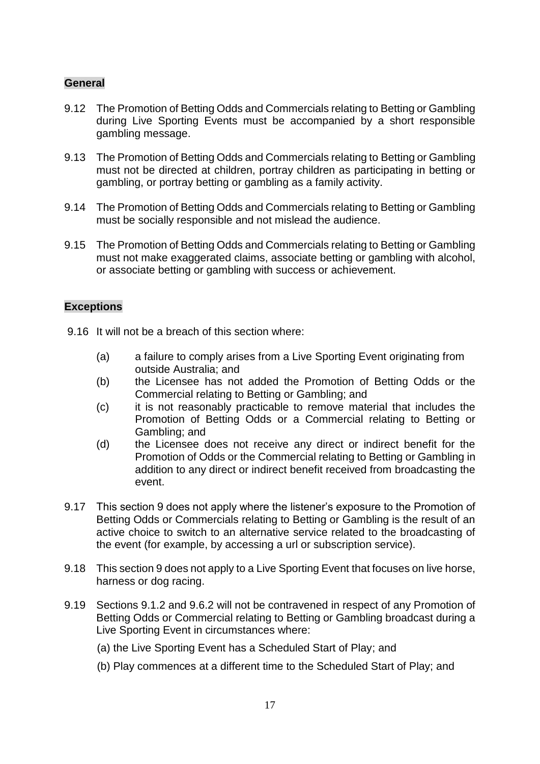### General

9.12 The Promotion of Betting Odds and Commercials relating to Betting or Gambling during Live Sporting Events must be accompanied by a short responsible gambling message.

9.13 The Promotion of Betting Odds and Commercials relating to Betting or Gambling must not be directed at children, portray children as participating in betting or gambling, or portray betting or gambling as a family activity.

9.14 The Promotion of Betting Odds and Commercials relating to Betting or Gambling must be socially responsible and not mislead the audience.

9.15 The Promotion of Betting Odds and Commercials relating to Betting or Gambling must not make exaggerated claims, associate betting or gambling with alcohol, or associate betting or gambling with success or achievement.

### Exceptions

9.16 It will not be a breach of this section where:

(a) a failure to comply arises from a Live Sporting Event originating from outside Australia; and

(b) the Licensee has not added the Promotion of Betting Odds or the Commercial relating to Betting or Gambling; and

(c) it is not reasonably practicable to remove material that includes the Promotion of Betting Odds or a Commercial relating to Betting or Gambling; and

(d) the Licensee does not receive any direct or indirect benefit for the Promotion of Odds or the Commercial relating to Betting or Gambling in addition to any direct or indirect benefit received from broadcasting the event.

9.17 This section 9 does not apply where the listener's exposure to the Promotion of Betting Odds or Commercials relating to Betting or Gambling is the result of an active choice to switch to an alternative service related to the broadcasting of the event (for example, by accessing a url or subscription service).

9.18 This section 9 does not apply to a Live Sporting Event that focuses on live horse, harness or dog racing.

9.19 Sections 9.1.2 and 9.6.2 will not be contravened in respect of any Promotion of Betting Odds or Commercial relating to Betting or Gambling broadcast during a Live Sporting Event in circumstances where:

(a) the Live Sporting Event has a Scheduled Start of Play; and

(b) Play commences at a different time to the Scheduled Start of Play; and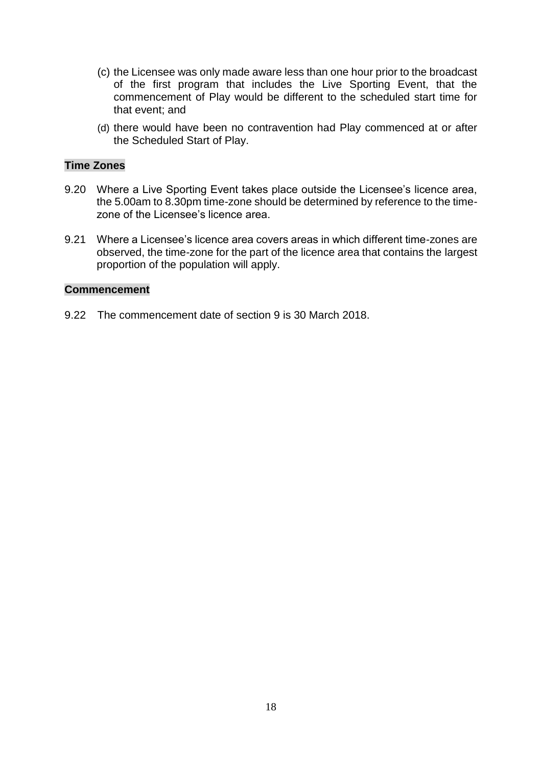(c) the Licensee was only made aware less than one hour prior to the broadcast of the first program that includes the Live Sporting Event, that the commencement of Play would be different to the scheduled start time for that event; and

(d) there would have been no contravention had Play commenced at or after the Scheduled Start of Play.

**Time Zones**

9.20 Where a Live Sporting Event takes place outside the Licensee's licence area, the 5.00am to 8.30pm time-zone should be determined by reference to the time-zone of the Licensee's licence area.

9.21 Where a Licensee's licence area covers areas in which different time-zones are observed, the time-zone for the part of the licence area that contains the largest proportion of the population will apply.

**Commencement**

9.22 The commencement date of section 9 is 30 March 2018.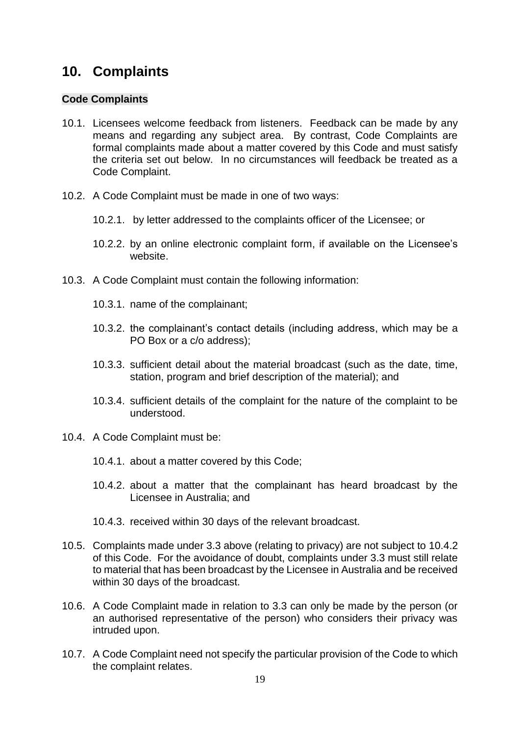# 10. Complaints

**Code Complaints**

10.1. Licensees welcome feedback from listeners. Feedback can be made by any means and regarding any subject area. By contrast, Code Complaints are formal complaints made about a matter covered by this Code and must satisfy the criteria set out below. In no circumstances will feedback be treated as a Code Complaint.

10.2. A Code Complaint must be made in one of two ways:

10.2.1. by letter addressed to the complaints officer of the Licensee; or

10.2.2. by an online electronic complaint form, if available on the Licensee's website.

10.3. A Code Complaint must contain the following information:

10.3.1. name of the complainant;

10.3.2. the complainant's contact details (including address, which may be a PO Box or a c/o address);

10.3.3. sufficient detail about the material broadcast (such as the date, time, station, program and brief description of the material); and

10.3.4. sufficient details of the complaint for the nature of the complaint to be understood.

10.4. A Code Complaint must be:

10.4.1. about a matter covered by this Code;

10.4.2. about a matter that the complainant has heard broadcast by the Licensee in Australia; and

10.4.3. received within 30 days of the relevant broadcast.

10.5. Complaints made under 3.3 above (relating to privacy) are not subject to 10.4.2 of this Code. For the avoidance of doubt, complaints under 3.3 must still relate to material that has been broadcast by the Licensee in Australia and be received within 30 days of the broadcast.

10.6. A Code Complaint made in relation to 3.3 can only be made by the person (or an authorised representative of the person) who considers their privacy was intruded upon.

10.7. A Code Complaint need not specify the particular provision of the Code to which the complaint relates.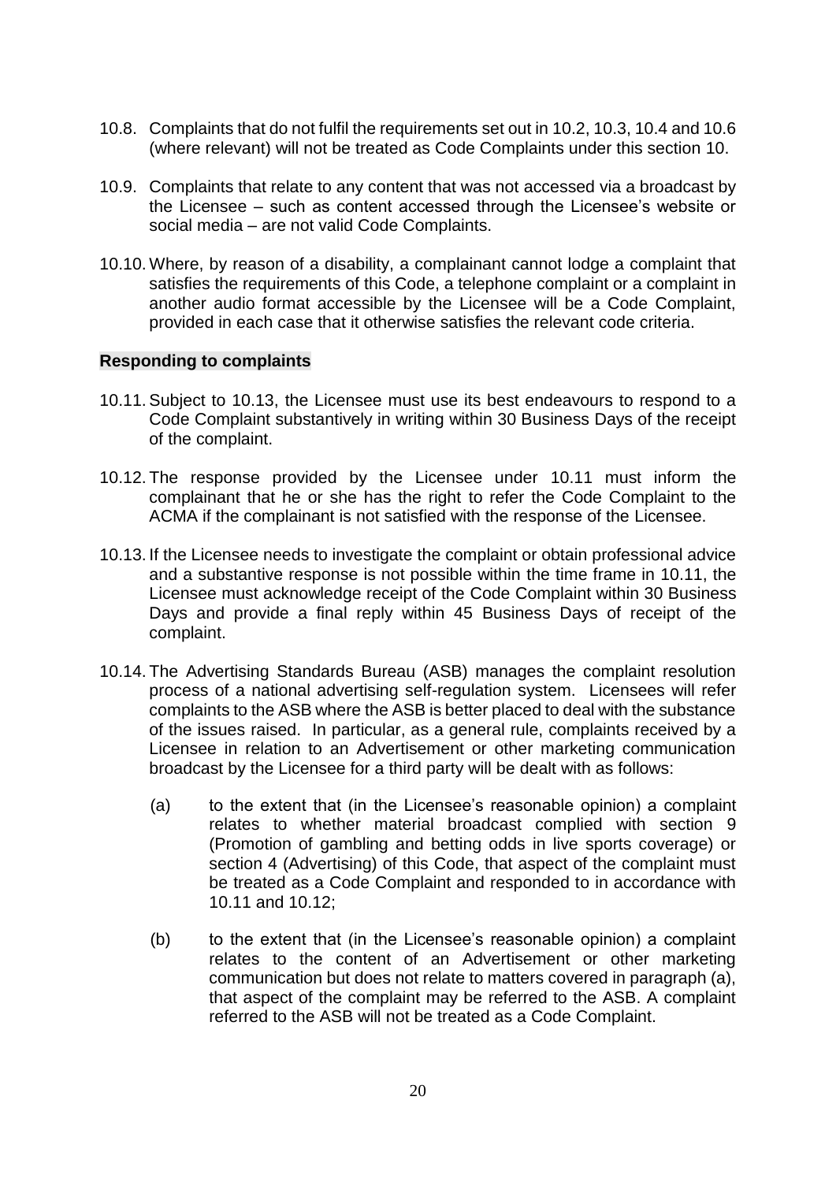10.8. Complaints that do not fulfil the requirements set out in 10.2, 10.3, 10.4 and 10.6 (where relevant) will not be treated as Code Complaints under this section 10.

10.9. Complaints that relate to any content that was not accessed via a broadcast by the Licensee – such as content accessed through the Licensee's website or social media – are not valid Code Complaints.

10.10. Where, by reason of a disability, a complainant cannot lodge a complaint that satisfies the requirements of this Code, a telephone complaint or a complaint in another audio format accessible by the Licensee will be a Code Complaint, provided in each case that it otherwise satisfies the relevant code criteria.

**Responding to complaints**

10.11. Subject to 10.13, the Licensee must use its best endeavours to respond to a Code Complaint substantively in writing within 30 Business Days of the receipt of the complaint.

10.12. The response provided by the Licensee under 10.11 must inform the complainant that he or she has the right to refer the Code Complaint to the ACMA if the complainant is not satisfied with the response of the Licensee.

10.13. If the Licensee needs to investigate the complaint or obtain professional advice and a substantive response is not possible within the time frame in 10.11, the Licensee must acknowledge receipt of the Code Complaint within 30 Business Days and provide a final reply within 45 Business Days of receipt of the complaint.

10.14. The Advertising Standards Bureau (ASB) manages the complaint resolution process of a national advertising self-regulation system. Licensees will refer complaints to the ASB where the ASB is better placed to deal with the substance of the issues raised. In particular, as a general rule, complaints received by a Licensee in relation to an Advertisement or other marketing communication broadcast by the Licensee for a third party will be dealt with as follows:

(a) to the extent that (in the Licensee's reasonable opinion) a complaint relates to whether material broadcast complied with section 9 (Promotion of gambling and betting odds in live sports coverage) or section 4 (Advertising) of this Code, that aspect of the complaint must be treated as a Code Complaint and responded to in accordance with 10.11 and 10.12;

(b) to the extent that (in the Licensee's reasonable opinion) a complaint relates to the content of an Advertisement or other marketing communication but does not relate to matters covered in paragraph (a), that aspect of the complaint may be referred to the ASB. A complaint referred to the ASB will not be treated as a Code Complaint.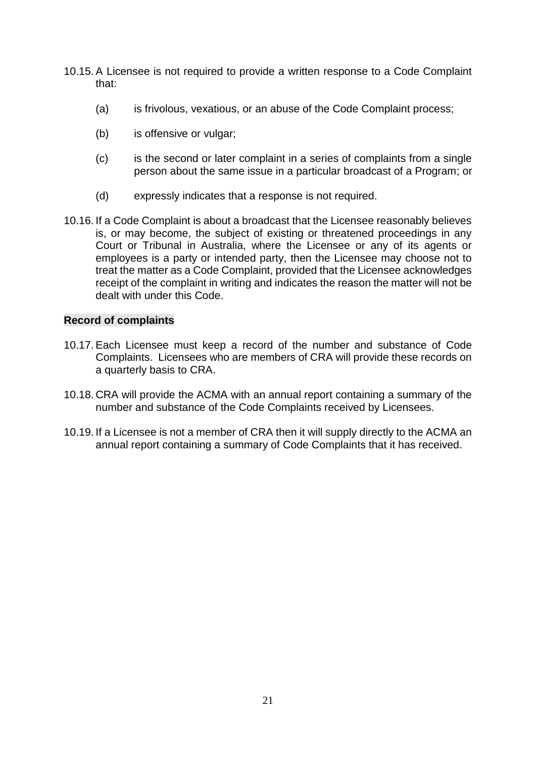10.15. A Licensee is not required to provide a written response to a Code Complaint that:

(a) is frivolous, vexatious, or an abuse of the Code Complaint process;

(b) is offensive or vulgar;

(c) is the second or later complaint in a series of complaints from a single person about the same issue in a particular broadcast of a Program; or

(d) expressly indicates that a response is not required.

10.16. If a Code Complaint is about a broadcast that the Licensee reasonably believes is, or may become, the subject of existing or threatened proceedings in any Court or Tribunal in Australia, where the Licensee or any of its agents or employees is a party or intended party, then the Licensee may choose not to treat the matter as a Code Complaint, provided that the Licensee acknowledges receipt of the complaint in writing and indicates the reason the matter will not be dealt with under this Code.

**Record of complaints**

10.17. Each Licensee must keep a record of the number and substance of Code Complaints. Licensees who are members of CRA will provide these records on a quarterly basis to CRA.

10.18. CRA will provide the ACMA with an annual report containing a summary of the number and substance of the Code Complaints received by Licensees.

10.19. If a Licensee is not a member of CRA then it will supply directly to the ACMA an annual report containing a summary of Code Complaints that it has received.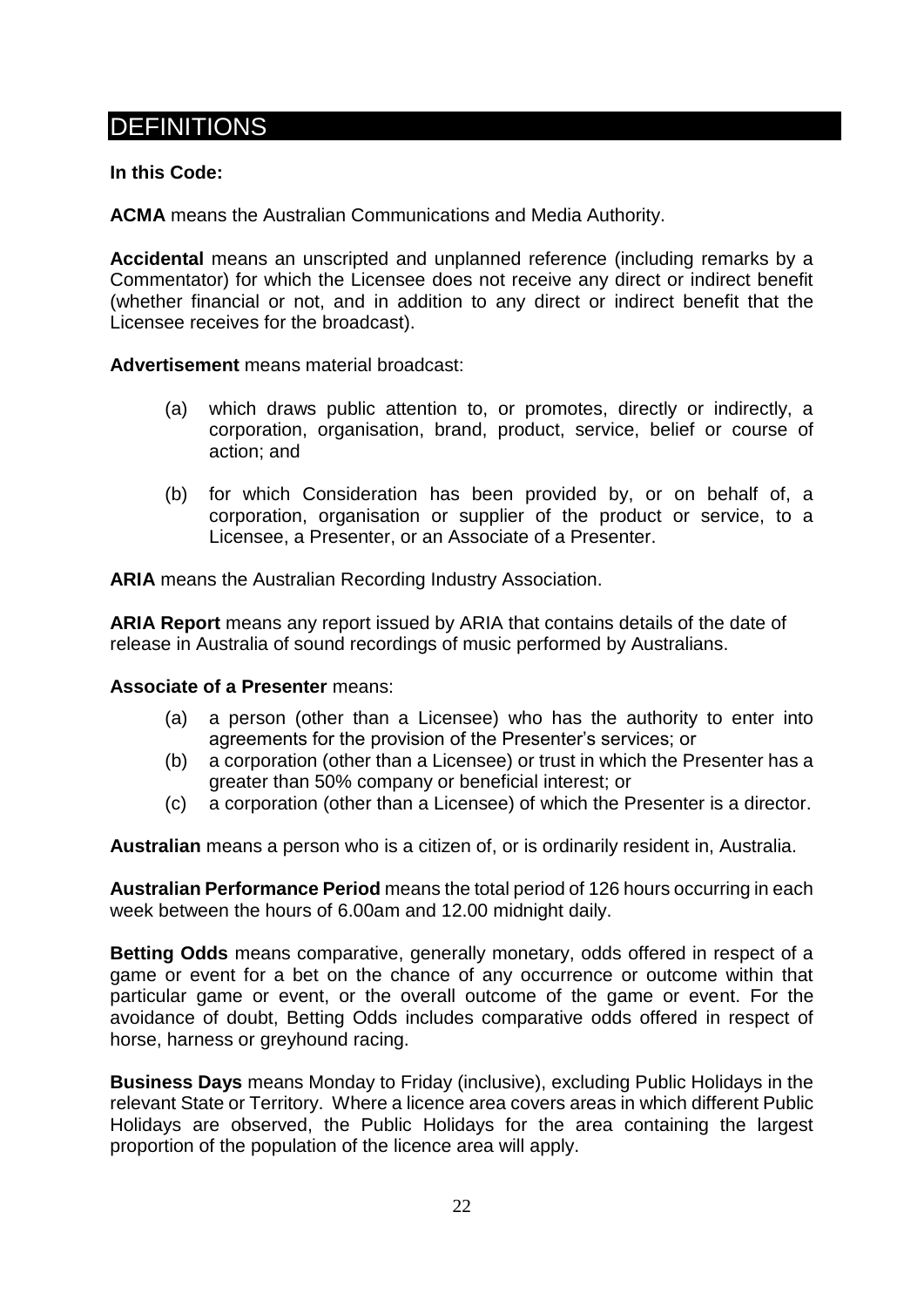# DEFINITIONS

**In this Code:**

**ACMA** means the Australian Communications and Media Authority.

**Accidental** means an unscripted and unplanned reference (including remarks by a Commentator) for which the Licensee does not receive any direct or indirect benefit (whether financial or not, and in addition to any direct or indirect benefit that the Licensee receives for the broadcast).

**Advertisement** means material broadcast:

(a) which draws public attention to, or promotes, directly or indirectly, a corporation, organisation, brand, product, service, belief or course of action; and

(b) for which Consideration has been provided by, or on behalf of, a corporation, organisation or supplier of the product or service, to a Licensee, a Presenter, or an Associate of a Presenter.

**ARIA** means the Australian Recording Industry Association.

**ARIA Report** means any report issued by ARIA that contains details of the date of release in Australia of sound recordings of music performed by Australians.

**Associate of a Presenter** means:

(a) a person (other than a Licensee) who has the authority to enter into agreements for the provision of the Presenter's services; or
(b) a corporation (other than a Licensee) or trust in which the Presenter has a greater than 50% company or beneficial interest; or
(c) a corporation (other than a Licensee) of which the Presenter is a director.

**Australian** means a person who is a citizen of, or is ordinarily resident in, Australia.

**Australian Performance Period** means the total period of 126 hours occurring in each week between the hours of 6.00am and 12.00 midnight daily.

**Betting Odds** means comparative, generally monetary, odds offered in respect of a game or event for a bet on the chance of any occurrence or outcome within that particular game or event, or the overall outcome of the game or event. For the avoidance of doubt, Betting Odds includes comparative odds offered in respect of horse, harness or greyhound racing.

**Business Days** means Monday to Friday (inclusive), excluding Public Holidays in the relevant State or Territory. Where a licence area covers areas in which different Public Holidays are observed, the Public Holidays for the area containing the largest proportion of the population of the licence area will apply.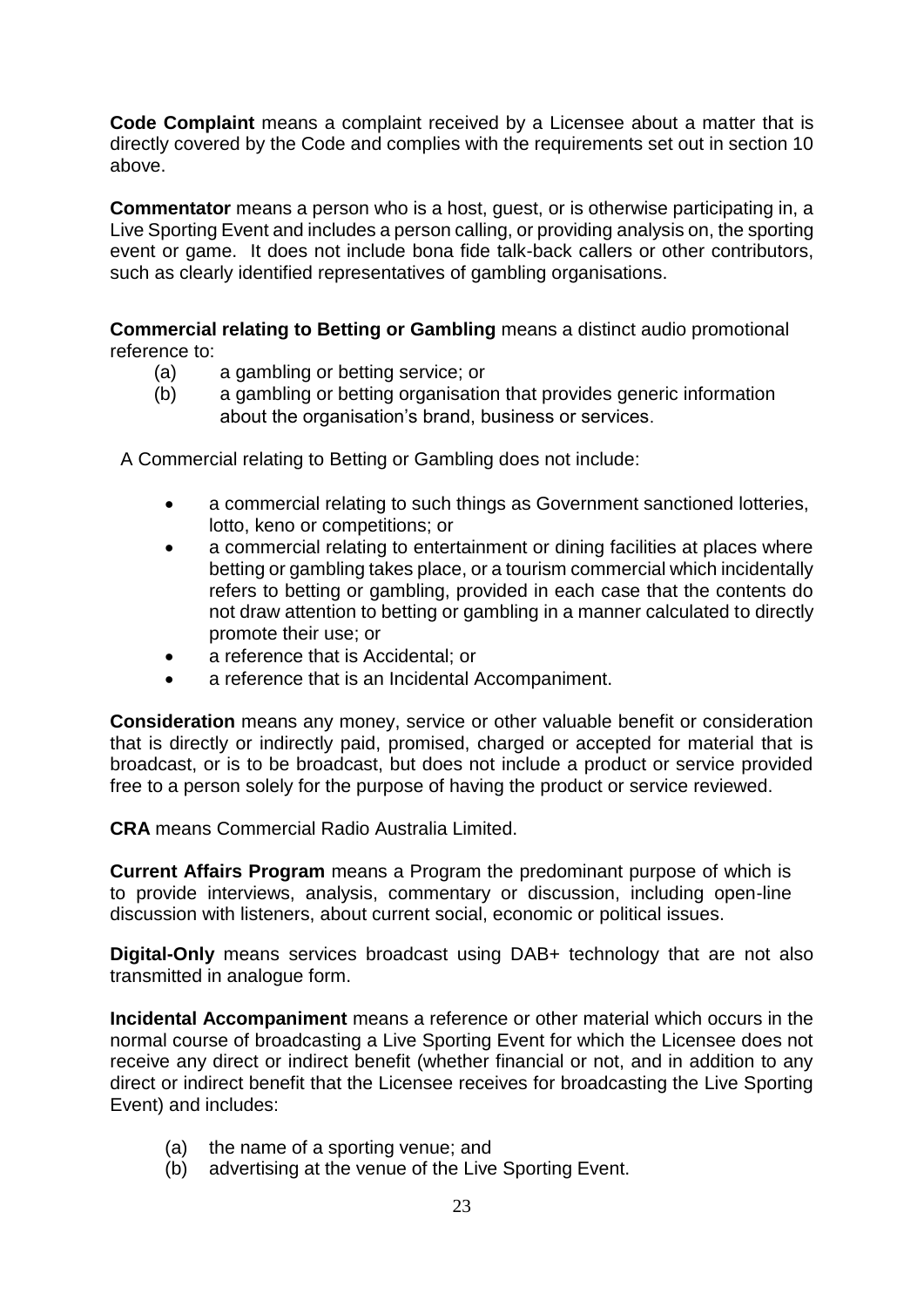**Code Complaint** means a complaint received by a Licensee about a matter that is directly covered by the Code and complies with the requirements set out in section 10 above.

**Commentator** means a person who is a host, guest, or is otherwise participating in, a Live Sporting Event and includes a person calling, or providing analysis on, the sporting event or game. It does not include bona fide talk-back callers or other contributors, such as clearly identified representatives of gambling organisations.

**Commercial relating to Betting or Gambling** means a distinct audio promotional reference to:

(a) a gambling or betting service; or
(b) a gambling or betting organisation that provides generic information about the organisation's brand, business or services.

A Commercial relating to Betting or Gambling does not include:

- a commercial relating to such things as Government sanctioned lotteries, lotto, keno or competitions; or
- a commercial relating to entertainment or dining facilities at places where betting or gambling takes place, or a tourism commercial which incidentally refers to betting or gambling, provided in each case that the contents do not draw attention to betting or gambling in a manner calculated to directly promote their use; or
- a reference that is Accidental; or
- a reference that is an Incidental Accompaniment.

**Consideration** means any money, service or other valuable benefit or consideration that is directly or indirectly paid, promised, charged or accepted for material that is broadcast, or is to be broadcast, but does not include a product or service provided free to a person solely for the purpose of having the product or service reviewed.

**CRA** means Commercial Radio Australia Limited.

**Current Affairs Program** means a Program the predominant purpose of which is to provide interviews, analysis, commentary or discussion, including open-line discussion with listeners, about current social, economic or political issues.

**Digital-Only** means services broadcast using DAB+ technology that are not also transmitted in analogue form.

**Incidental Accompaniment** means a reference or other material which occurs in the normal course of broadcasting a Live Sporting Event for which the Licensee does not receive any direct or indirect benefit (whether financial or not, and in addition to any direct or indirect benefit that the Licensee receives for broadcasting the Live Sporting Event) and includes:

(a) the name of a sporting venue; and
(b) advertising at the venue of the Live Sporting Event.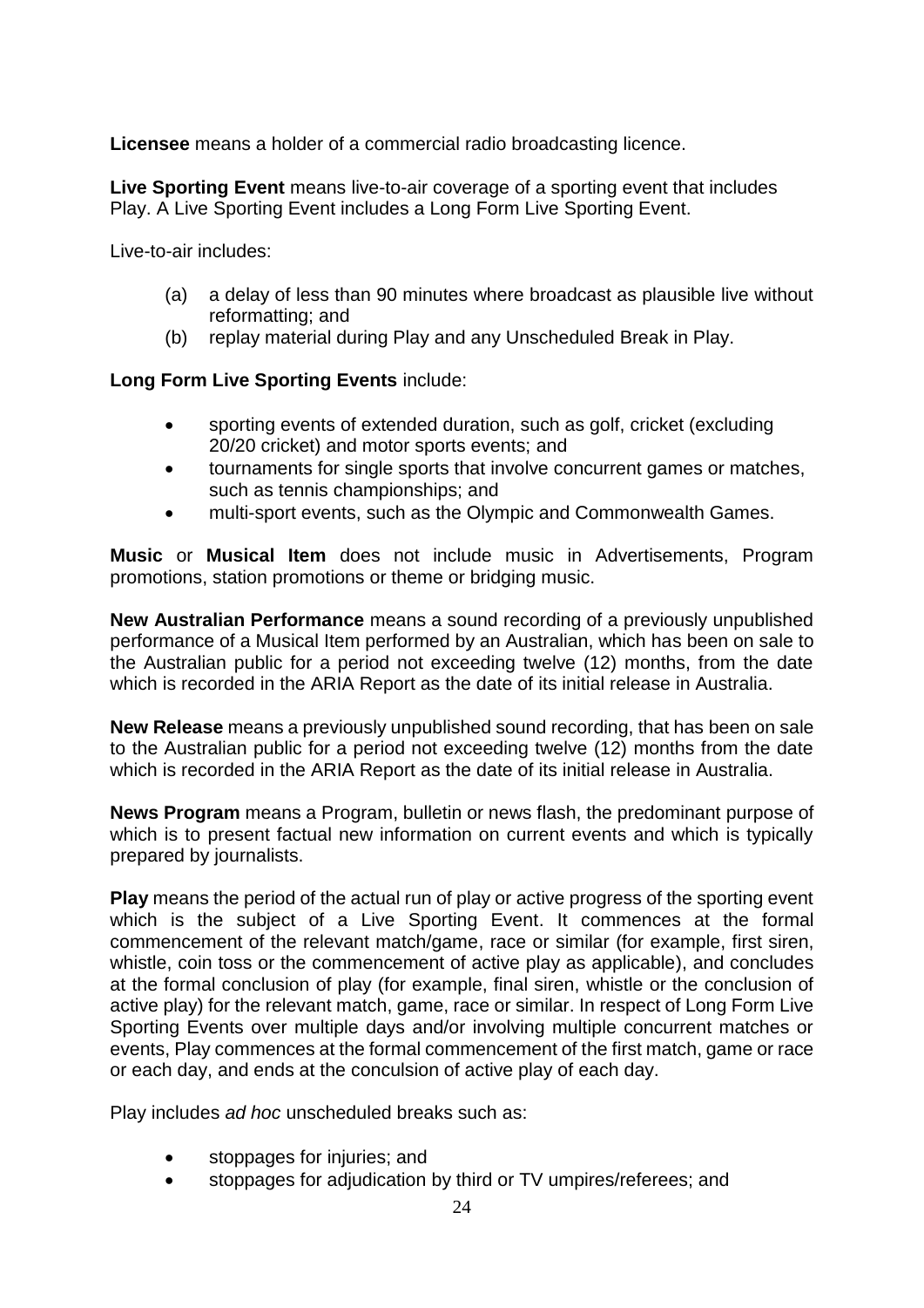**Licensee** means a holder of a commercial radio broadcasting licence.

**Live Sporting Event** means live-to-air coverage of a sporting event that includes Play. A Live Sporting Event includes a Long Form Live Sporting Event.

Live-to-air includes:

(a) a delay of less than 90 minutes where broadcast as plausible live without reformatting; and
(b) replay material during Play and any Unscheduled Break in Play.

**Long Form Live Sporting Events** include:

- sporting events of extended duration, such as golf, cricket (excluding 20/20 cricket) and motor sports events; and
- tournaments for single sports that involve concurrent games or matches, such as tennis championships; and
- multi-sport events, such as the Olympic and Commonwealth Games.

**Music** or **Musical Item** does not include music in Advertisements, Program promotions, station promotions or theme or bridging music.

**New Australian Performance** means a sound recording of a previously unpublished performance of a Musical Item performed by an Australian, which has been on sale to the Australian public for a period not exceeding twelve (12) months, from the date which is recorded in the ARIA Report as the date of its initial release in Australia.

**New Release** means a previously unpublished sound recording, that has been on sale to the Australian public for a period not exceeding twelve (12) months from the date which is recorded in the ARIA Report as the date of its initial release in Australia.

**News Program** means a Program, bulletin or news flash, the predominant purpose of which is to present factual new information on current events and which is typically prepared by journalists.

**Play** means the period of the actual run of play or active progress of the sporting event which is the subject of a Live Sporting Event. It commences at the formal commencement of the relevant match/game, race or similar (for example, first siren, whistle, coin toss or the commencement of active play as applicable), and concludes at the formal conclusion of play (for example, final siren, whistle or the conclusion of active play) for the relevant match, game, race or similar. In respect of Long Form Live Sporting Events over multiple days and/or involving multiple concurrent matches or events, Play commences at the formal commencement of the first match, game or race or each day, and ends at the conculsion of active play of each day.

Play includes *ad hoc* unscheduled breaks such as:

- stoppages for injuries; and
- stoppages for adjudication by third or TV umpires/referees; and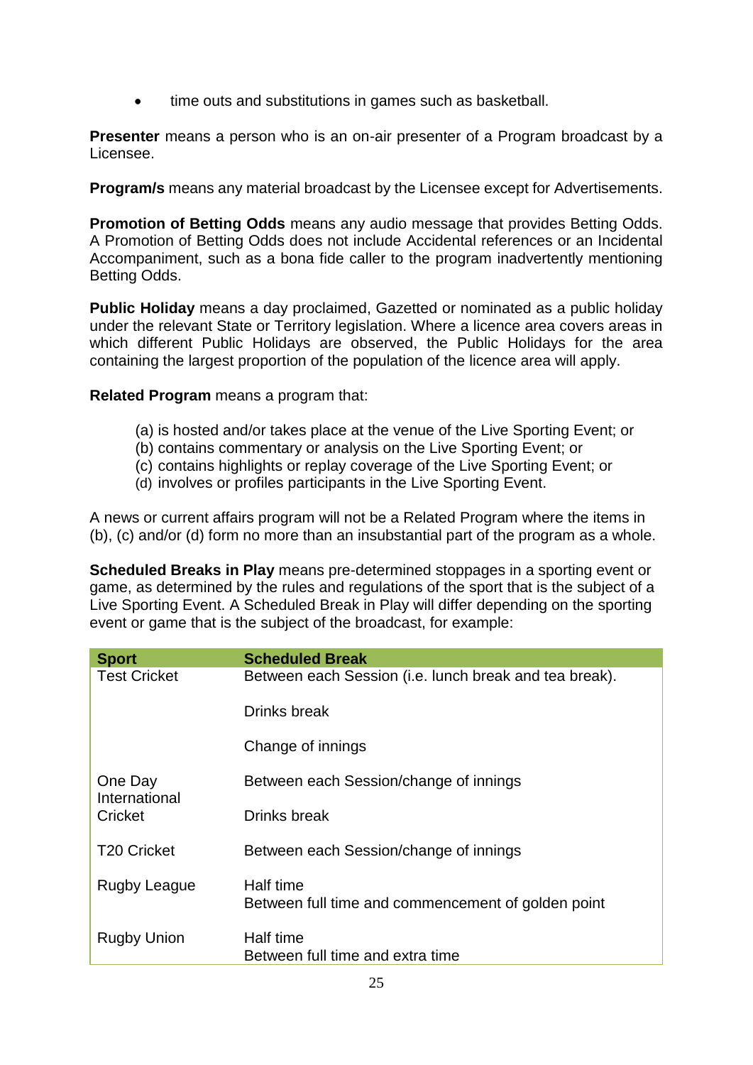- time outs and substitutions in games such as basketball.

**Presenter** means a person who is an on-air presenter of a Program broadcast by a Licensee.

**Program/s** means any material broadcast by the Licensee except for Advertisements.

**Promotion of Betting Odds** means any audio message that provides Betting Odds. A Promotion of Betting Odds does not include Accidental references or an Incidental Accompaniment, such as a bona fide caller to the program inadvertently mentioning Betting Odds.

**Public Holiday** means a day proclaimed, Gazetted or nominated as a public holiday under the relevant State or Territory legislation. Where a licence area covers areas in which different Public Holidays are observed, the Public Holidays for the area containing the largest proportion of the population of the licence area will apply.

**Related Program** means a program that:

(a) is hosted and/or takes place at the venue of the Live Sporting Event; or
(b) contains commentary or analysis on the Live Sporting Event; or
(c) contains highlights or replay coverage of the Live Sporting Event; or
(d) involves or profiles participants in the Live Sporting Event.

A news or current affairs program will not be a Related Program where the items in (b), (c) and/or (d) form no more than an insubstantial part of the program as a whole.

**Scheduled Breaks in Play** means pre-determined stoppages in a sporting event or game, as determined by the rules and regulations of the sport that is the subject of a Live Sporting Event. A Scheduled Break in Play will differ depending on the sporting event or game that is the subject of the broadcast, for example:

| Sport | Scheduled Break |
|---|---|
| Test Cricket | Between each Session (i.e. lunch break and tea break).<br><br>Drinks break<br><br>Change of innings |
| One Day International Cricket | Between each Session/change of innings<br><br>Drinks break |
| T20 Cricket | Between each Session/change of innings |
| Rugby League | Half time<br>Between full time and commencement of golden point |
| Rugby Union | Half time<br>Between full time and extra time |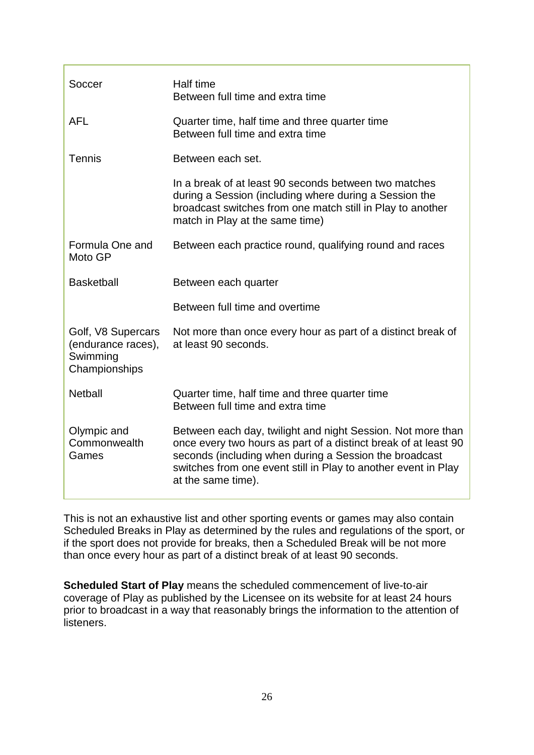| | |
|---|---|
| Soccer | Half time<br>Between full time and extra time |
| AFL | Quarter time, half time and three quarter time<br>Between full time and extra time |
| Tennis | Between each set.<br><br>In a break of at least 90 seconds between two matches during a Session (including where during a Session the broadcast switches from one match still in Play to another match in Play at the same time) |
| Formula One and Moto GP | Between each practice round, qualifying round and races |
| Basketball | Between each quarter<br><br>Between full time and overtime |
| Golf, V8 Supercars (endurance races), Swimming Championships | Not more than once every hour as part of a distinct break of at least 90 seconds. |
| Netball | Quarter time, half time and three quarter time<br>Between full time and extra time |
| Olympic and Commonwealth Games | Between each day, twilight and night Session. Not more than once every two hours as part of a distinct break of at least 90 seconds (including when during a Session the broadcast switches from one event still in Play to another event in Play at the same time). |

This is not an exhaustive list and other sporting events or games may also contain Scheduled Breaks in Play as determined by the rules and regulations of the sport, or if the sport does not provide for breaks, then a Scheduled Break will be not more than once every hour as part of a distinct break of at least 90 seconds.

**Scheduled Start of Play** means the scheduled commencement of live-to-air coverage of Play as published by the Licensee on its website for at least 24 hours prior to broadcast in a way that reasonably brings the information to the attention of listeners.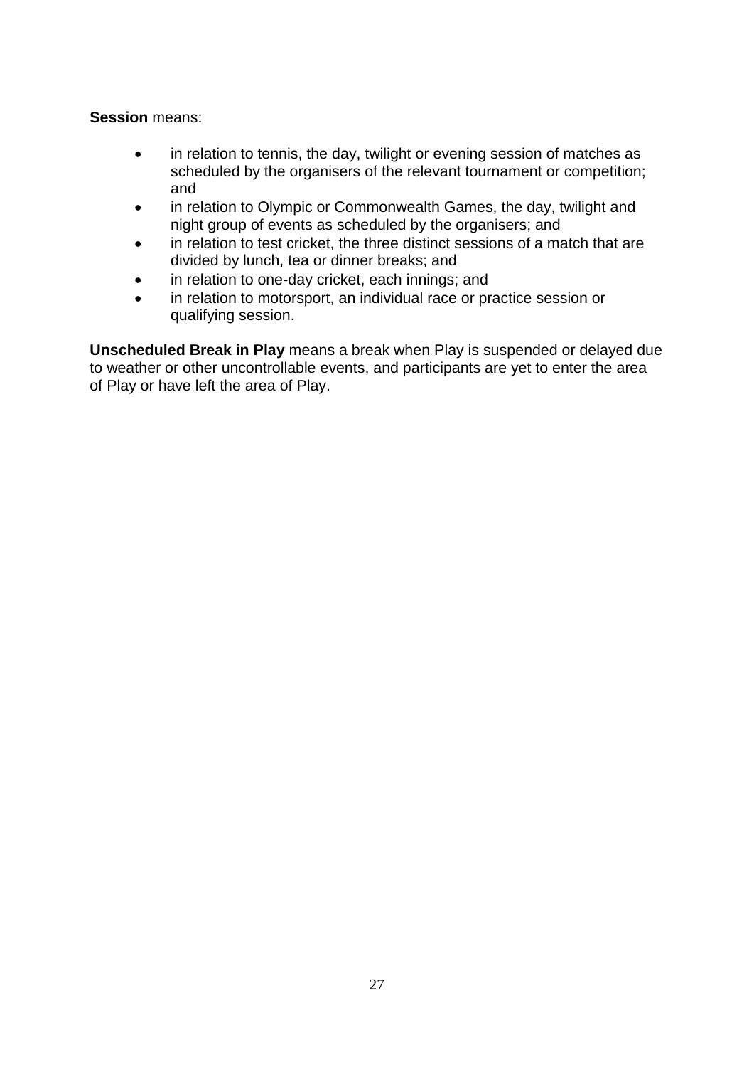**Session** means:

- in relation to tennis, the day, twilight or evening session of matches as scheduled by the organisers of the relevant tournament or competition; and
- in relation to Olympic or Commonwealth Games, the day, twilight and night group of events as scheduled by the organisers; and
- in relation to test cricket, the three distinct sessions of a match that are divided by lunch, tea or dinner breaks; and
- in relation to one-day cricket, each innings; and
- in relation to motorsport, an individual race or practice session or qualifying session.

**Unscheduled Break in Play** means a break when Play is suspended or delayed due to weather or other uncontrollable events, and participants are yet to enter the area of Play or have left the area of Play.